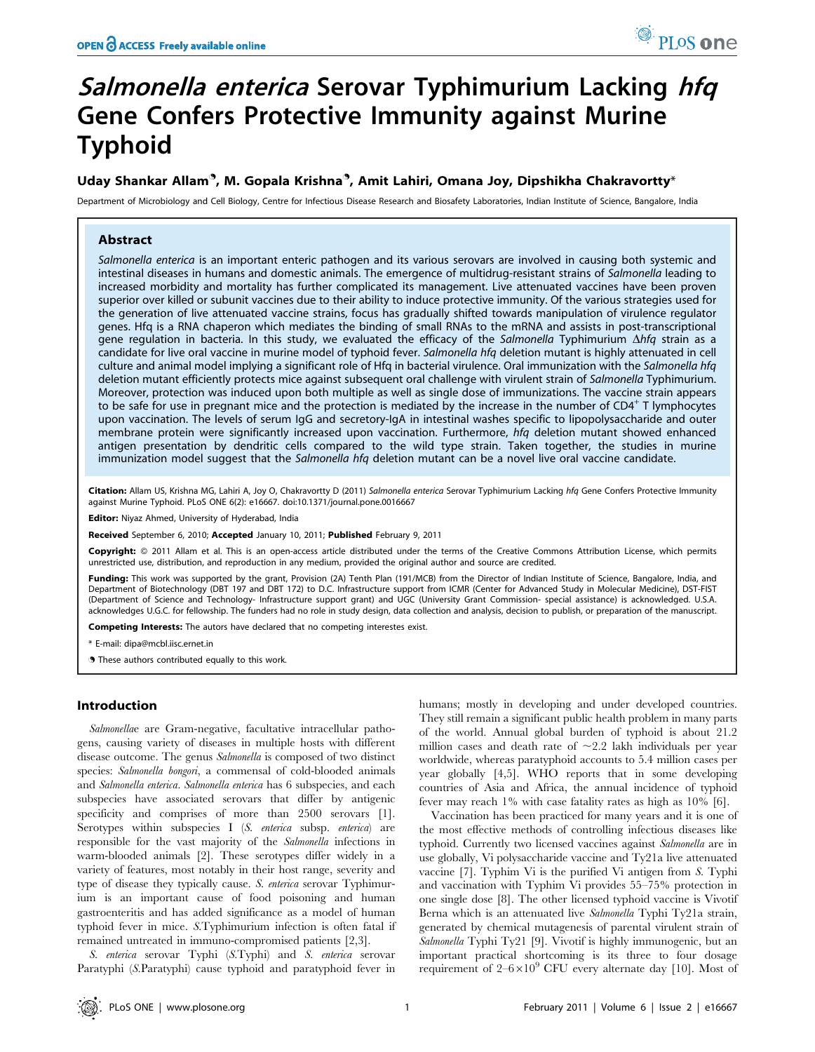# *Salmonella enterica* Serovar Typhimurium Lacking *hfq* Gene Confers Protective Immunity against Murine Typhoid

**Uday Shankar Allam[¶], M. Gopala Krishna[¶], Amit Lahiri, Omana Joy, Dipshikha Chakravortty***

Department of Microbiology and Cell Biology, Centre for Infectious Disease Research and Biosafety Laboratories, Indian Institute of Science, Bangalore, India

## Abstract

*Salmonella enterica* is an important enteric pathogen and its various serovars are involved in causing both systemic and intestinal diseases in humans and domestic animals. The emergence of multidrug-resistant strains of *Salmonella* leading to increased morbidity and mortality has further complicated its management. Live attenuated vaccines have been proven superior over killed or subunit vaccines due to their ability to induce protective immunity. Of the various strategies used for the generation of live attenuated vaccine strains, focus has gradually shifted towards manipulation of virulence regulator genes. Hfq is a RNA chaperon which mediates the binding of small RNAs to the mRNA and assists in post-transcriptional gene regulation in bacteria. In this study, we evaluated the efficacy of the *Salmonella* Typhimurium Δ*hfq* strain as a candidate for live oral vaccine in murine model of typhoid fever. *Salmonella hfq* deletion mutant is highly attenuated in cell culture and animal model implying a significant role of Hfq in bacterial virulence. Oral immunization with the *Salmonella hfq* deletion mutant efficiently protects mice against subsequent oral challenge with virulent strain of *Salmonella* Typhimurium. Moreover, protection was induced upon both multiple as well as single dose of immunizations. The vaccine strain appears to be safe for use in pregnant mice and the protection is mediated by the increase in the number of $CD4^+$ T lymphocytes upon vaccination. The levels of serum IgG and secretory-IgA in intestinal washes specific to lipopolysaccharide and outer membrane protein were significantly increased upon vaccination. Furthermore, *hfq* deletion mutant showed enhanced antigen presentation by dendritic cells compared to the wild type strain. Taken together, the studies in murine immunization model suggest that the *Salmonella hfq* deletion mutant can be a novel live oral vaccine candidate.

**Citation:** Allam US, Krishna MG, Lahiri A, Joy O, Chakravortty D (2011) *Salmonella enterica* Serovar Typhimurium Lacking *hfq* Gene Confers Protective Immunity against Murine Typhoid. PLoS ONE 6(2): e16667. doi:10.1371/journal.pone.0016667

**Editor:** Niyaz Ahmed, University of Hyderabad, India

**Received** September 6, 2010; **Accepted** January 10, 2011; **Published** February 9, 2011

**Copyright:** © 2011 Allam et al. This is an open-access article distributed under the terms of the Creative Commons Attribution License, which permits unrestricted use, distribution, and reproduction in any medium, provided the original author and source are credited.

**Funding:** This work was supported by the grant, Provision (2A) Tenth Plan (191/MCB) from the Director of Indian Institute of Science, Bangalore, India, and Department of Biotechnology (DBT 197 and DBT 172) to D.C. Infrastructure support from ICMR (Center for Advanced Study in Molecular Medicine), DST-FIST (Department of Science and Technology- Infrastructure support grant) and UGC (University Grant Commission- special assistance) is acknowledged. U.S.A. acknowledges U.G.C. for fellowship. The funders had no role in study design, data collection and analysis, decision to publish, or preparation of the manuscript.

**Competing Interests:** The autors have declared that no competing interestes exist.

\* E-mail: dipa@mcbl.iisc.ernet.in

¶ These authors contributed equally to this work.

## Introduction

*Salmonellae* are Gram-negative, facultative intracellular pathogens, causing variety of diseases in multiple hosts with different disease outcome. The genus *Salmonella* is composed of two distinct species: *Salmonella bongori*, a commensal of cold-blooded animals and *Salmonella enterica*. *Salmonella enterica* has 6 subspecies, and each subspecies have associated serovars that differ by antigenic specificity and comprises of more than 2500 serovars [1]. Serotypes within subspecies I (*S. enterica* subsp. *enterica*) are responsible for the vast majority of the *Salmonella* infections in warm-blooded animals [2]. These serotypes differ widely in a variety of features, most notably in their host range, severity and type of disease they typically cause. *S. enterica* serovar Typhimurium is an important cause of food poisoning and human gastroenteritis and has added significance as a model of human typhoid fever in mice. *S.*Typhimurium infection is often fatal if remained untreated in immuno-compromised patients [2,3].

*S. enterica* serovar Typhi (*S.*Typhi) and *S. enterica* serovar Paratyphi (*S.*Paratyphi) cause typhoid and paratyphoid fever in humans; mostly in developing and under developed countries. They still remain a significant public health problem in many parts of the world. Annual global burden of typhoid is about 21.2 million cases and death rate of ~2.2 lakh individuals per year worldwide, whereas paratyphoid accounts to 5.4 million cases per year globally [4,5]. WHO reports that in some developing countries of Asia and Africa, the annual incidence of typhoid fever may reach 1% with case fatality rates as high as 10% [6].

Vaccination has been practiced for many years and it is one of the most effective methods of controlling infectious diseases like typhoid. Currently two licensed vaccines against *Salmonella* are in use globally, Vi polysaccharide vaccine and Ty21a live attenuated vaccine [7]. Typhim Vi is the purified Vi antigen from *S.* Typhi and vaccination with Typhim Vi provides 55–75% protection in one single dose [8]. The other licensed typhoid vaccine is Vivotif Berna which is an attenuated live *Salmonella* Typhi Ty21a strain, generated by chemical mutagenesis of parental virulent strain of *Salmonella* Typhi Ty21 [9]. Vivotif is highly immunogenic, but an important practical shortcoming is its three to four dosage requirement of $2–6\times10^9$ CFU every alternate day [10]. Most of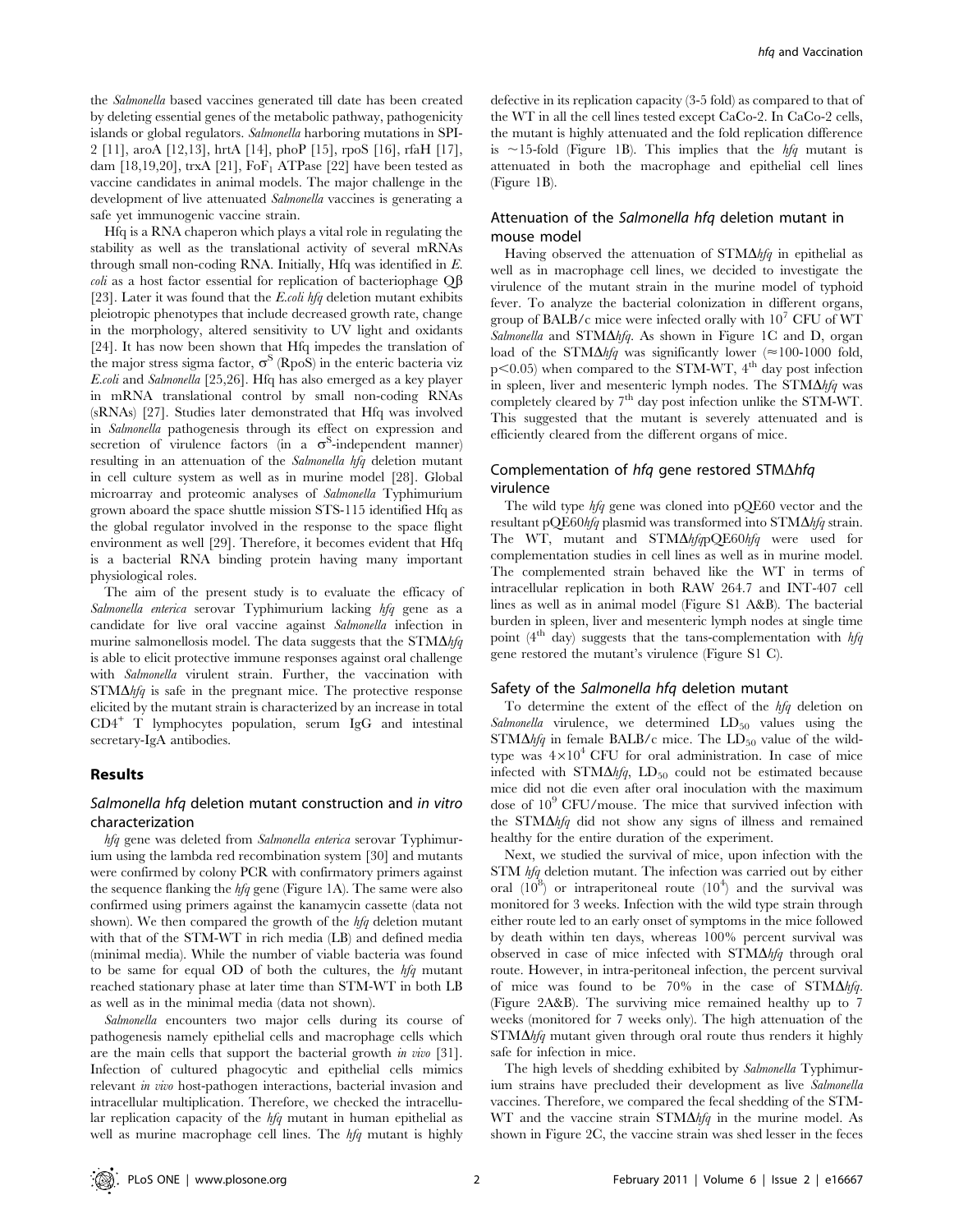the *Salmonella* based vaccines generated till date has been created by deleting essential genes of the metabolic pathway, pathogenicity islands or global regulators. *Salmonella* harboring mutations in SPI-2 [11], aroA [12,13], hrtA [14], phoP [15], rpoS [16], rfaH [17], dam [18,19,20], trxA [21], $F_oF_1$ ATPase [22] have been tested as vaccine candidates in animal models. The major challenge in the development of live attenuated *Salmonella* vaccines is generating a safe yet immunogenic vaccine strain.

Hfq is a RNA chaperon which plays a vital role in regulating the stability as well as the translational activity of several mRNAs through small non-coding RNA. Initially, Hfq was identified in *E. coli* as a host factor essential for replication of bacteriophage Qβ [23]. Later it was found that the *E.coli hfq* deletion mutant exhibits pleiotropic phenotypes that include decreased growth rate, change in the morphology, altered sensitivity to UV light and oxidants [24]. It has now been shown that Hfq impedes the translation of the major stress sigma factor, $\sigma^S$ (RpoS) in the enteric bacteria viz *E.coli* and *Salmonella* [25,26]. Hfq has also emerged as a key player in mRNA translational control by small non-coding RNAs (sRNAs) [27]. Studies later demonstrated that Hfq was involved in *Salmonella* pathogenesis through its effect on expression and secretion of virulence factors (in a $\sigma^S$-independent manner) resulting in an attenuation of the *Salmonella hfq* deletion mutant in cell culture system as well as in murine model [28]. Global microarray and proteomic analyses of *Salmonella* Typhimurium grown aboard the space shuttle mission STS-115 identified Hfq as the global regulator involved in the response to the space flight environment as well [29]. Therefore, it becomes evident that Hfq is a bacterial RNA binding protein having many important physiological roles.

The aim of the present study is to evaluate the efficacy of *Salmonella enterica* serovar Typhimurium lacking *hfq* gene as a candidate for live oral vaccine against *Salmonella* infection in murine salmonellosis model. The data suggests that the STMΔ*hfq* is able to elicit protective immune responses against oral challenge with *Salmonella* virulent strain. Further, the vaccination with STMΔ*hfq* is safe in the pregnant mice. The protective response elicited by the mutant strain is characterized by an increase in total $CD4^+$ T lymphocytes population, serum IgG and intestinal secretary-IgA antibodies.

## Results

### *Salmonella hfq* deletion mutant construction and *in vitro* characterization

*hfq* gene was deleted from *Salmonella enterica* serovar Typhimurium using the lambda red recombination system [30] and mutants were confirmed by colony PCR with confirmatory primers against the sequence flanking the *hfq* gene (Figure 1A). The same were also confirmed using primers against the kanamycin cassette (data not shown). We then compared the growth of the *hfq* deletion mutant with that of the STM-WT in rich media (LB) and defined media (minimal media). While the number of viable bacteria was found to be same for equal OD of both the cultures, the *hfq* mutant reached stationary phase at later time than STM-WT in both LB as well as in the minimal media (data not shown).

*Salmonella* encounters two major cells during its course of pathogenesis namely epithelial cells and macrophage cells which are the main cells that support the bacterial growth *in vivo* [31]. Infection of cultured phagocytic and epithelial cells mimics relevant *in vivo* host-pathogen interactions, bacterial invasion and intracellular multiplication. Therefore, we checked the intracellular replication capacity of the *hfq* mutant in human epithelial as well as murine macrophage cell lines. The *hfq* mutant is highly defective in its replication capacity (3-5 fold) as compared to that of the WT in all the cell lines tested except CaCo-2. In CaCo-2 cells, the mutant is highly attenuated and the fold replication difference is ~15-fold (Figure 1B). This implies that the *hfq* mutant is attenuated in both the macrophage and epithelial cell lines (Figure 1B).

### Attenuation of the *Salmonella hfq* deletion mutant in mouse model

Having observed the attenuation of STMΔ*hfq* in epithelial as well as in macrophage cell lines, we decided to investigate the virulence of the mutant strain in the murine model of typhoid fever. To analyze the bacterial colonization in different organs, group of BALB/c mice were infected orally with $10^7$ CFU of WT *Salmonella* and STMΔ*hfq*. As shown in Figure 1C and D, organ load of the STMΔ*hfq* was significantly lower (≈100-1000 fold, $p<0.05$) when compared to the STM-WT, 4[th] day post infection in spleen, liver and mesenteric lymph nodes. The STMΔ*hfq* was completely cleared by 7[th] day post infection unlike the STM-WT. This suggested that the mutant is severely attenuated and is efficiently cleared from the different organs of mice.

### Complementation of *hfq* gene restored STMΔ*hfq* virulence

The wild type *hfq* gene was cloned into pQE60 vector and the resultant pQE60*hfq* plasmid was transformed into STMΔ*hfq* strain. The WT, mutant and STMΔ*hfq*pQE60*hfq* were used for complementation studies in cell lines as well as in murine model. The complemented strain behaved like the WT in terms of intracellular replication in both RAW 264.7 and INT-407 cell lines as well as in animal model (Figure S1 A&B). The bacterial burden in spleen, liver and mesenteric lymph nodes at single time point (4[th] day) suggests that the tans-complementation with *hfq* gene restored the mutant's virulence (Figure S1 C).

### Safety of the *Salmonella hfq* deletion mutant

To determine the extent of the effect of the *hfq* deletion on *Salmonella* virulence, we determined $LD_{50}$ values using the STMΔ*hfq* in female BALB/c mice. The $LD_{50}$ value of the wild-type was $4\times10^4$ CFU for oral administration. In case of mice infected with STMΔ*hfq*, $LD_{50}$ could not be estimated because mice did not die even after oral inoculation with the maximum dose of $10^9$ CFU/mouse. The mice that survived infection with the STMΔ*hfq* did not show any signs of illness and remained healthy for the entire duration of the experiment.

Next, we studied the survival of mice, upon infection with the STM *hfq* deletion mutant. The infection was carried out by either oral ($10^8$) or intraperitoneal route ($10^4$) and the survival was monitored for 3 weeks. Infection with the wild type strain through either route led to an early onset of symptoms in the mice followed by death within ten days, whereas 100% percent survival was observed in case of mice infected with STMΔ*hfq* through oral route. However, in intra-peritoneal infection, the percent survival of mice was found to be 70% in the case of STMΔ*hfq*. (Figure 2A&B). The surviving mice remained healthy up to 7 weeks (monitored for 7 weeks only). The high attenuation of the STMΔ*hfq* mutant given through oral route thus renders it highly safe for infection in mice.

The high levels of shedding exhibited by *Salmonella* Typhimurium strains have precluded their development as live *Salmonella* vaccines. Therefore, we compared the fecal shedding of the STM-WT and the vaccine strain STMΔ*hfq* in the murine model. As shown in Figure 2C, the vaccine strain was shed lesser in the feces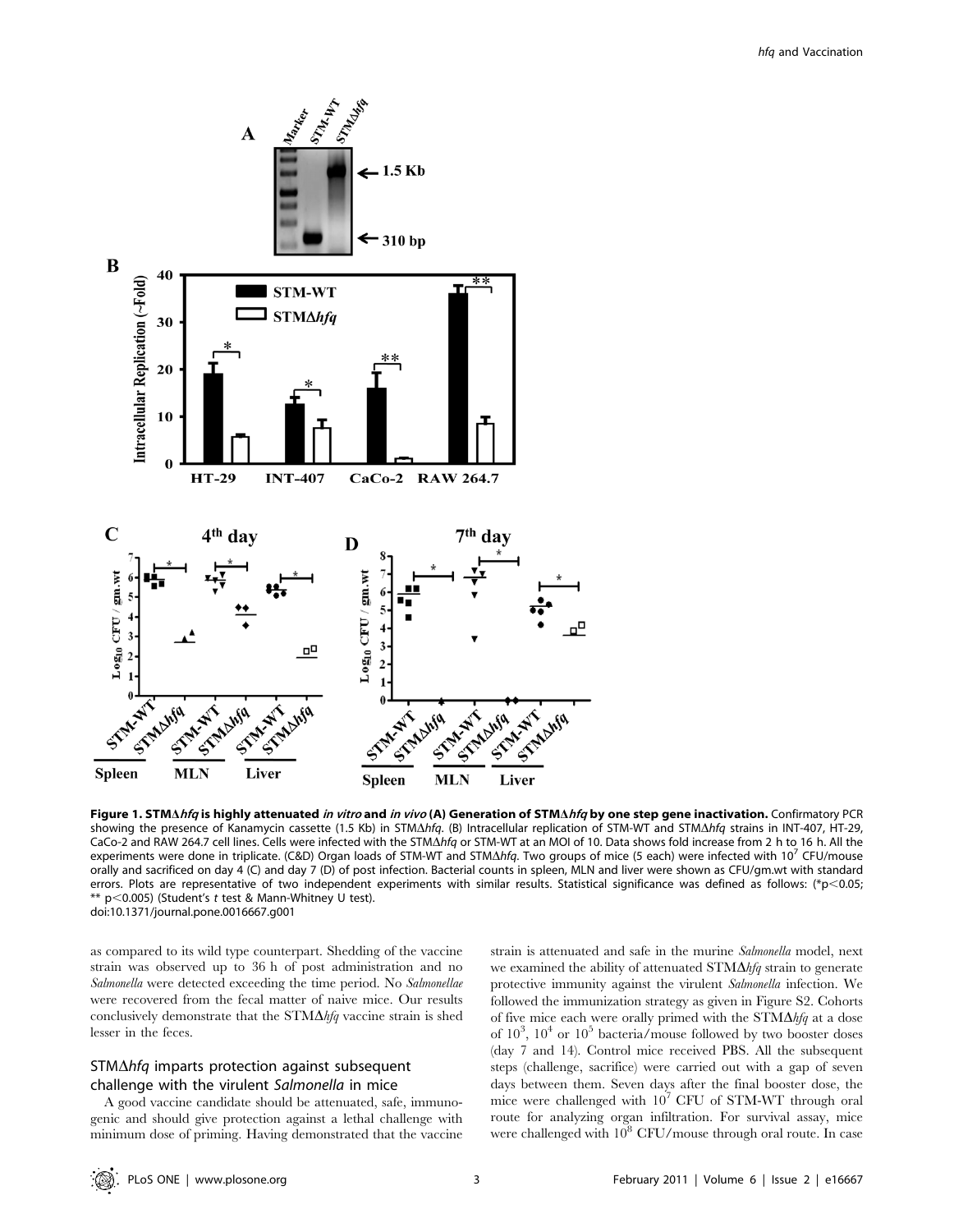**Figure 1. STMΔ*hfq* is highly attenuated *in vitro* and *in vivo* (A) Generation of STMΔ*hfq* by one step gene inactivation.** Confirmatory PCR showing the presence of Kanamycin cassette (1.5 Kb) in STMΔ*hfq*. (B) Intracellular replication of STM-WT and STMΔ*hfq* strains in INT-407, HT-29, CaCo-2 and RAW 264.7 cell lines. Cells were infected with the STMΔ*hfq* or STM-WT at an MOI of 10. Data shows fold increase from 2 h to 16 h. All the experiments were done in triplicate. (C&D) Organ loads of STM-WT and STMΔ*hfq*. Two groups of mice (5 each) were infected with $10^7$ CFU/mouse orally and sacrificed on day 4 (C) and day 7 (D) of post infection. Bacterial counts in spleen, MLN and liver were shown as CFU/gm.wt with standard errors. Plots are representative of two independent experiments with similar results. Statistical significance was defined as follows: (*$p<0.05$; ** $p<0.005$) (Student's *t* test & Mann-Whitney U test).
doi:10.1371/journal.pone.0016667.g001

as compared to its wild type counterpart. Shedding of the vaccine strain was observed up to 36 h of post administration and no *Salmonella* were detected exceeding the time period. No *Salmonellae* were recovered from the fecal matter of naive mice. Our results conclusively demonstrate that the STMΔ*hfq* vaccine strain is shed lesser in the feces.

### STMΔ*hfq* imparts protection against subsequent challenge with the virulent *Salmonella* in mice

A good vaccine candidate should be attenuated, safe, immunogenic and should give protection against a lethal challenge with minimum dose of priming. Having demonstrated that the vaccine strain is attenuated and safe in the murine *Salmonella* model, next we examined the ability of attenuated STMΔ*hfq* strain to generate protective immunity against the virulent *Salmonella* infection. We followed the immunization strategy as given in Figure S2. Cohorts of five mice each were orally primed with the STMΔ*hfq* at a dose of $10^3$, $10^4$ or $10^5$ bacteria/mouse followed by two booster doses (day 7 and 14). Control mice received PBS. All the subsequent steps (challenge, sacrifice) were carried out with a gap of seven days between them. Seven days after the final booster dose, the mice were challenged with $10^7$ CFU of STM-WT through oral route for analyzing organ infiltration. For survival assay, mice were challenged with $10^8$ CFU/mouse through oral route. In case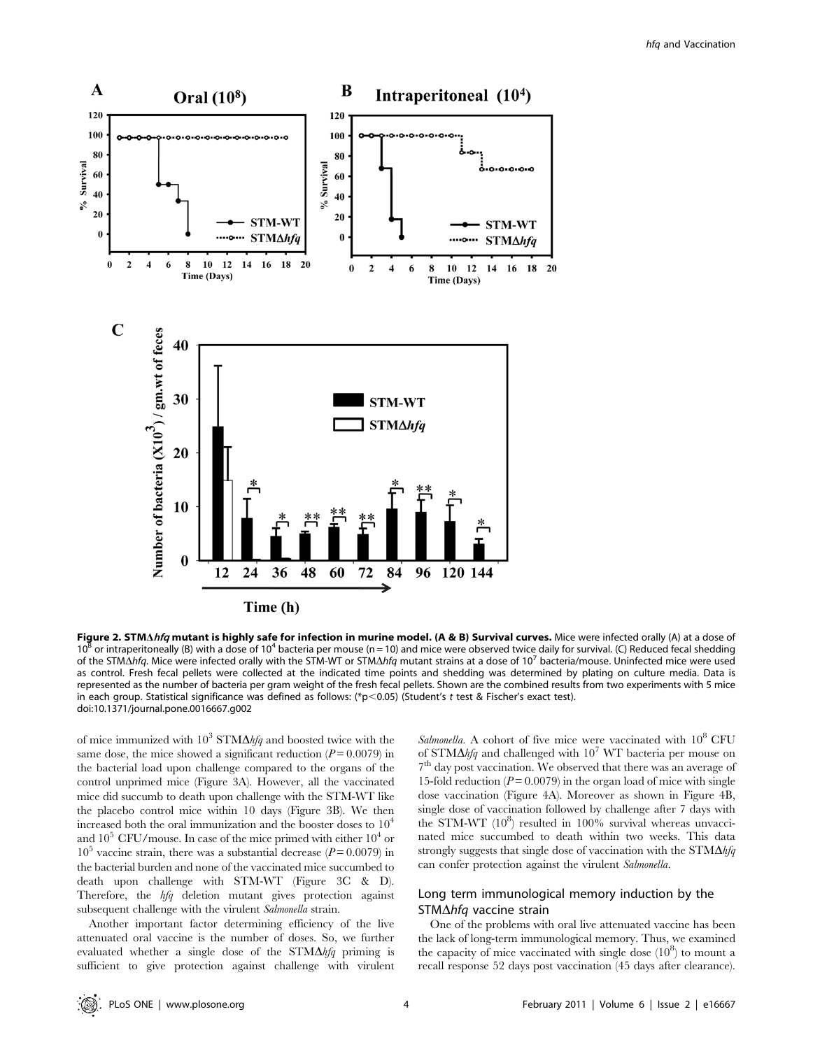**Figure 2. STMΔ*hfq* mutant is highly safe for infection in murine model. (A & B) Survival curves.** Mice were infected orally (A) at a dose of $10^8$ or intraperitoneally (B) with a dose of $10^4$ bacteria per mouse (n = 10) and mice were observed twice daily for survival. (C) Reduced fecal shedding of the STMΔ*hfq*. Mice were infected orally with the STM-WT or STMΔ*hfq* mutant strains at a dose of $10^7$ bacteria/mouse. Uninfected mice were used as control. Fresh fecal pellets were collected at the indicated time points and shedding was determined by plating on culture media. Data is represented as the number of bacteria per gram weight of the fresh fecal pellets. Shown are the combined results from two experiments with 5 mice in each group. Statistical significance was defined as follows: (* $p<0.05$) (Student's *t* test & Fischer's exact test).
doi:10.1371/journal.pone.0016667.g002

of mice immunized with $10^3$ STMΔ*hfq* and boosted twice with the same dose, the mice showed a significant reduction ($P = 0.0079$) in the bacterial load upon challenge compared to the organs of the control unprimed mice (Figure 3A). However, all the vaccinated mice did succumb to death upon challenge with the STM-WT like the placebo control mice within 10 days (Figure 3B). We then increased both the oral immunization and the booster doses to $10^4$ and $10^5$ CFU/mouse. In case of the mice primed with either $10^4$ or $10^5$ vaccine strain, there was a substantial decrease ($P = 0.0079$) in the bacterial burden and none of the vaccinated mice succumbed to death upon challenge with STM-WT (Figure 3C & D). Therefore, the *hfq* deletion mutant gives protection against subsequent challenge with the virulent *Salmonella* strain.

Another important factor determining efficiency of the live attenuated oral vaccine is the number of doses. So, we further evaluated whether a single dose of the STMΔ*hfq* priming is sufficient to give protection against challenge with virulent *Salmonella*. A cohort of five mice were vaccinated with $10^8$ CFU of STMΔ*hfq* and challenged with $10^7$ WT bacteria per mouse on $7^{th}$ day post vaccination. We observed that there was an average of 15-fold reduction ($P = 0.0079$) in the organ load of mice with single dose vaccination (Figure 4A). Moreover as shown in Figure 4B, single dose of vaccination followed by challenge after 7 days with the STM-WT ($10^8$) resulted in 100% survival whereas unvaccinated mice succumbed to death within two weeks. This data strongly suggests that single dose of vaccination with the STMΔ*hfq* can confer protection against the virulent *Salmonella*.

## Long term immunological memory induction by the STMΔ*hfq* vaccine strain

One of the problems with oral live attenuated vaccine has been the lack of long-term immunological memory. Thus, we examined the capacity of mice vaccinated with single dose ($10^8$) to mount a recall response 52 days post vaccination (45 days after clearance).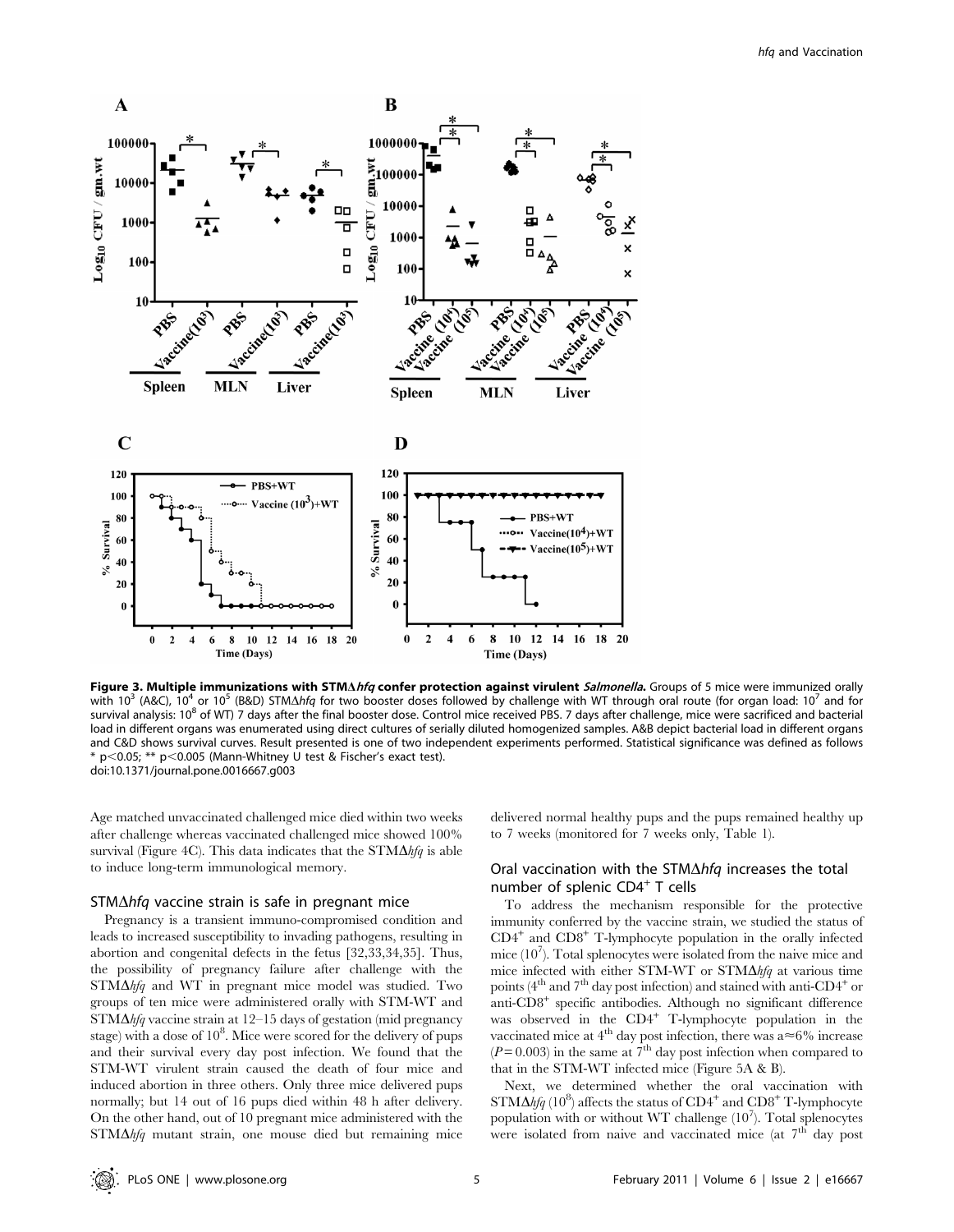**Figure 3. Multiple immunizations with STMΔ*hfq* confer protection against virulent *Salmonella*.** Groups of 5 mice were immunized orally with $10^3$ (A&C), $10^4$ or $10^5$ (B&D) STMΔ*hfq* for two booster doses followed by challenge with WT through oral route (for organ load: $10^7$ and for survival analysis: $10^8$ of WT) 7 days after the final booster dose. Control mice received PBS. 7 days after challenge, mice were sacrificed and bacterial load in different organs was enumerated using direct cultures of serially diluted homogenized samples. A&B depict bacterial load in different organs and C&D shows survival curves. Result presented is one of two independent experiments performed. Statistical significance was defined as follows * $p<0.05$; ** $p<0.005$ (Mann-Whitney U test & Fischer's exact test).
doi:10.1371/journal.pone.0016667.g003

Age matched unvaccinated challenged mice died within two weeks after challenge whereas vaccinated challenged mice showed 100% survival (Figure 4C). This data indicates that the STMΔ*hfq* is able to induce long-term immunological memory.

### STMΔ*hfq* vaccine strain is safe in pregnant mice

Pregnancy is a transient immuno-compromised condition and leads to increased susceptibility to invading pathogens, resulting in abortion and congenital defects in the fetus [32,33,34,35]. Thus, the possibility of pregnancy failure after challenge with the STMΔ*hfq* and WT in pregnant mice model was studied. Two groups of ten mice were administered orally with STM-WT and STMΔ*hfq* vaccine strain at 12–15 days of gestation (mid pregnancy stage) with a dose of $10^8$. Mice were scored for the delivery of pups and their survival every day post infection. We found that the STM-WT virulent strain caused the death of four mice and induced abortion in three others. Only three mice delivered pups normally; but 14 out of 16 pups died within 48 h after delivery. On the other hand, out of 10 pregnant mice administered with the STMΔ*hfq* mutant strain, one mouse died but remaining mice delivered normal healthy pups and the pups remained healthy up to 7 weeks (monitored for 7 weeks only, Table 1).

### Oral vaccination with the STMΔ*hfq* increases the total number of splenic $CD4^+$ T cells

To address the mechanism responsible for the protective immunity conferred by the vaccine strain, we studied the status of $CD4^+$ and $CD8^+$ T-lymphocyte population in the orally infected mice ($10^7$). Total splenocytes were isolated from the naive mice and mice infected with either STM-WT or STMΔ*hfq* at various time points (4th and 7th day post infection) and stained with anti-$CD4^+$ or anti-$CD8^+$ specific antibodies. Although no significant difference was observed in the $CD4^+$ T-lymphocyte population in the vaccinated mice at 4th day post infection, there was a ≈6% increase ($P=0.003$) in the same at 7th day post infection when compared to that in the STM-WT infected mice (Figure 5A & B).

Next, we determined whether the oral vaccination with STMΔ*hfq* ($10^8$) affects the status of $CD4^+$ and $CD8^+$ T-lymphocyte population with or without WT challenge ($10^7$). Total splenocytes were isolated from naive and vaccinated mice (at 7th day post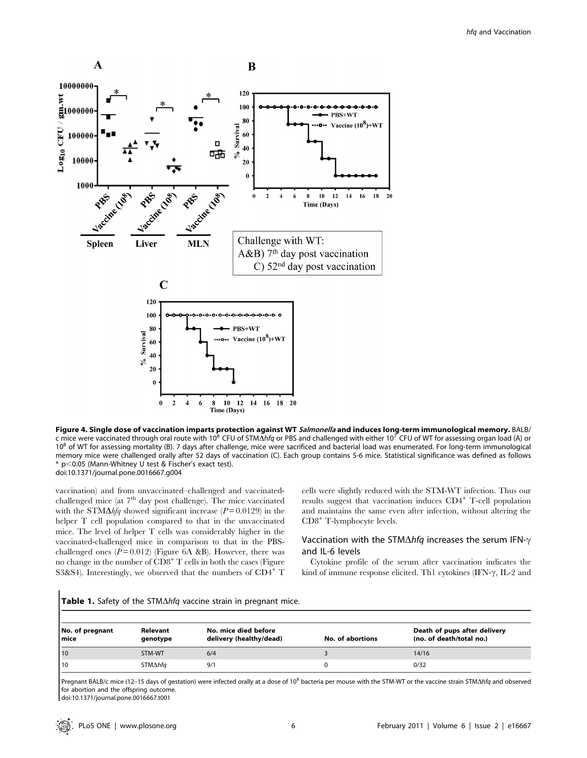**Figure 4. Single dose of vaccination imparts protection against WT *Salmonella* and induces long-term immunological memory.** BALB/c mice were vaccinated through oral route with $10^8$ CFU of STMΔ*hfq* or PBS and challenged with either $10^7$ CFU of WT for assessing organ load (A) or $10^8$ of WT for assessing mortality (B). 7 days after challenge, mice were sacrificed and bacterial load was enumerated. For long-term immunological memory mice were challenged orally after 52 days of vaccination (C). Each group contains 5-6 mice. Statistical significance was defined as follows * $p<0.05$ (Mann-Whitney U test & Fischer's exact test).
doi:10.1371/journal.pone.0016667.g004

vaccination) and from unvaccinated–challenged and vaccinated-challenged mice (at 7[th] day post challenge). The mice vaccinated with the STMΔ*hfq* showed significant increase ($P = 0.0129$) in the helper T cell population compared to that in the unvaccinated mice. The level of helper T cells was considerably higher in the vaccinated-challenged mice in comparison to that in the PBS-challenged ones ($P = 0.012$) (Figure 6A &B). However, there was no change in the number of $CD8^+$ T cells in both the cases (Figure S3&S4). Interestingly, we observed that the numbers of $CD4^+$ T cells were slightly reduced with the STM-WT infection. Thus our results suggest that vaccination induces $CD4^+$ T-cell population and maintains the same even after infection, without altering the $CD8^+$ T-lymphocyte levels.

### Vaccination with the STMΔ*hfq* increases the serum IFN-γ and IL-6 levels

Cytokine profile of the serum after vaccination indicates the kind of immune response elicited. Th1 cytokines (IFN-γ, IL-2 and

**Table 1.** Safety of the STMΔ*hfq* vaccine strain in pregnant mice.

| No. of pregnant mice | Relevant genotype | No. mice died before delivery (healthy/dead) | No. of abortions | Death of pups after delivery (no. of death/total no.) |
|---|---|---|---|---|
| 10 | STM-WT | 6/4 | 3 | 14/16 |
| 10 | STMΔ*hfq* | 9/1 | 0 | 0/32 |

Pregnant BALB/c mice (12–15 days of gestation) were infected orally at a dose of $10^8$ bacteria per mouse with the STM-WT or the vaccine strain STMΔ*hfq* and observed for abortion and the offspring outcome.
doi:10.1371/journal.pone.0016667.t001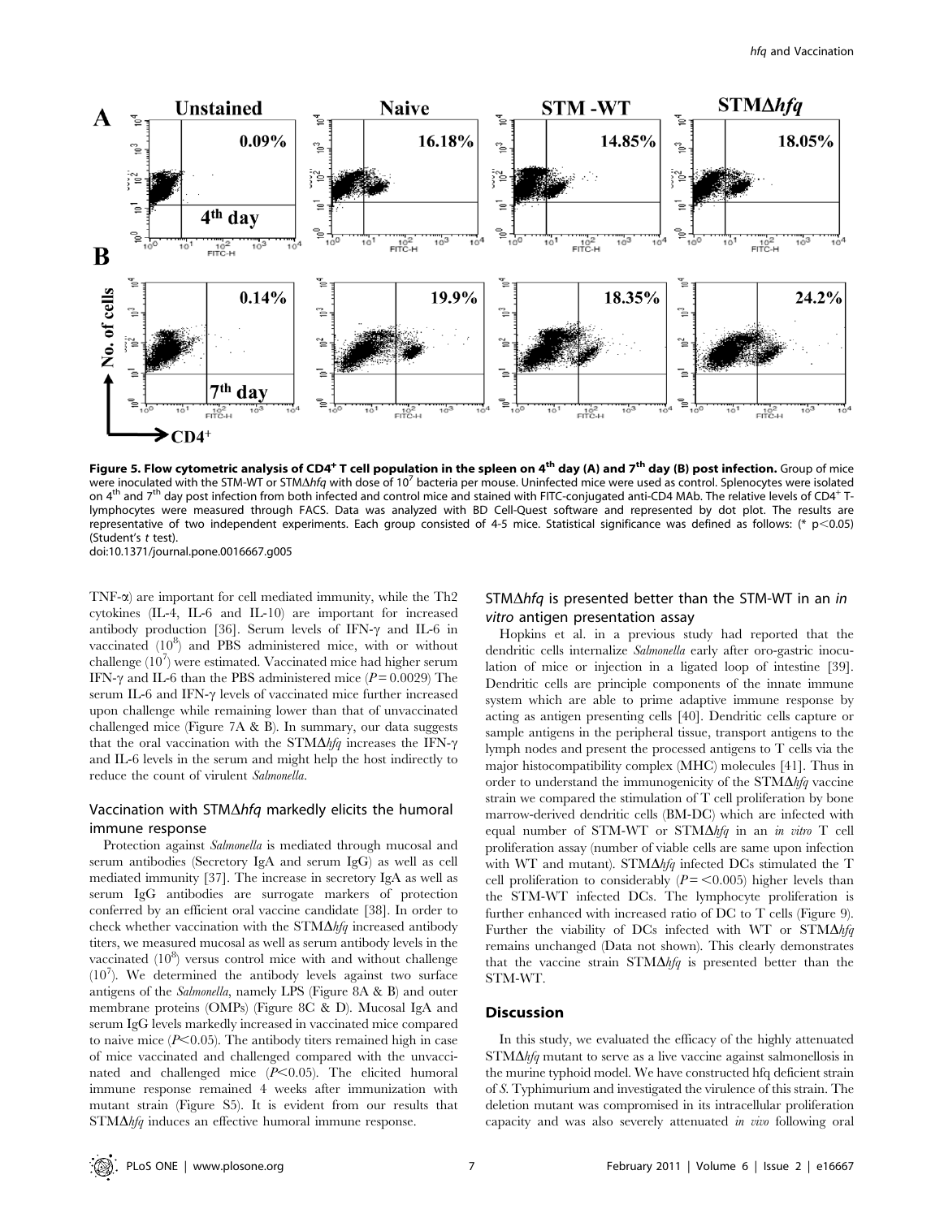**Figure 5. Flow cytometric analysis of CD4+ T cell population in the spleen on 4th day (A) and 7th day (B) post infection.** Group of mice were inoculated with the STM-WT or STMΔ*hfq* with dose of $10^7$ bacteria per mouse. Uninfected mice were used as control. Splenocytes were isolated on 4th and 7th day post infection from both infected and control mice and stained with FITC-conjugated anti-CD4 MAb. The relative levels of CD4+ T-lymphocytes were measured through FACS. Data was analyzed with BD Cell-Quest software and represented by dot plot. The results are representative of two independent experiments. Each group consisted of 4-5 mice. Statistical significance was defined as follows: (* $p<0.05$) (Student's *t* test).
doi:10.1371/journal.pone.0016667.g005

TNF-α) are important for cell mediated immunity, while the Th2 cytokines (IL-4, IL-6 and IL-10) are important for increased antibody production [36]. Serum levels of IFN-γ and IL-6 in vaccinated ($10^8$) and PBS administered mice, with or without challenge ($10^7$) were estimated. Vaccinated mice had higher serum IFN-γ and IL-6 than the PBS administered mice ($P = 0.0029$) The serum IL-6 and IFN-γ levels of vaccinated mice further increased upon challenge while remaining lower than that of unvaccinated challenged mice (Figure 7A & B). In summary, our data suggests that the oral vaccination with the STMΔ*hfq* increases the IFN-γ and IL-6 levels in the serum and might help the host indirectly to reduce the count of virulent *Salmonella*.

## Vaccination with STMΔ*hfq* markedly elicits the humoral immune response

Protection against *Salmonella* is mediated through mucosal and serum antibodies (Secretory IgA and serum IgG) as well as cell mediated immunity [37]. The increase in secretory IgA as well as serum IgG antibodies are surrogate markers of protection conferred by an efficient oral vaccine candidate [38]. In order to check whether vaccination with the STMΔ*hfq* increased antibody titers, we measured mucosal as well as serum antibody levels in the vaccinated ($10^8$) versus control mice with and without challenge ($10^7$). We determined the antibody levels against two surface antigens of the *Salmonella*, namely LPS (Figure 8A & B) and outer membrane proteins (OMPs) (Figure 8C & D). Mucosal IgA and serum IgG levels markedly increased in vaccinated mice compared to naive mice ($P<0.05$). The antibody titers remained high in case of mice vaccinated and challenged compared with the unvaccinated and challenged mice ($P<0.05$). The elicited humoral immune response remained 4 weeks after immunization with mutant strain (Figure S5). It is evident from our results that STMΔ*hfq* induces an effective humoral immune response.

## STMΔ*hfq* is presented better than the STM-WT in an *in vitro* antigen presentation assay

Hopkins et al. in a previous study had reported that the dendritic cells internalize *Salmonella* early after oro-gastric inoculation of mice or injection in a ligated loop of intestine [39]. Dendritic cells are principle components of the innate immune system which are able to prime adaptive immune response by acting as antigen presenting cells [40]. Dendritic cells capture or sample antigens in the peripheral tissue, transport antigens to the lymph nodes and present the processed antigens to T cells via the major histocompatibility complex (MHC) molecules [41]. Thus in order to understand the immunogenicity of the STMΔ*hfq* vaccine strain we compared the stimulation of T cell proliferation by bone marrow-derived dendritic cells (BM-DC) which are infected with equal number of STM-WT or STMΔ*hfq* in an *in vitro* T cell proliferation assay (number of viable cells are same upon infection with WT and mutant). STMΔ*hfq* infected DCs stimulated the T cell proliferation to considerably ($P = <0.005$) higher levels than the STM-WT infected DCs. The lymphocyte proliferation is further enhanced with increased ratio of DC to T cells (Figure 9). Further the viability of DCs infected with WT or STMΔ*hfq* remains unchanged (Data not shown). This clearly demonstrates that the vaccine strain STMΔ*hfq* is presented better than the STM-WT.

## Discussion

In this study, we evaluated the efficacy of the highly attenuated STMΔ*hfq* mutant to serve as a live vaccine against salmonellosis in the murine typhoid model. We have constructed hfq deficient strain of *S.* Typhimurium and investigated the virulence of this strain. The deletion mutant was compromised in its intracellular proliferation capacity and was also severely attenuated *in vivo* following oral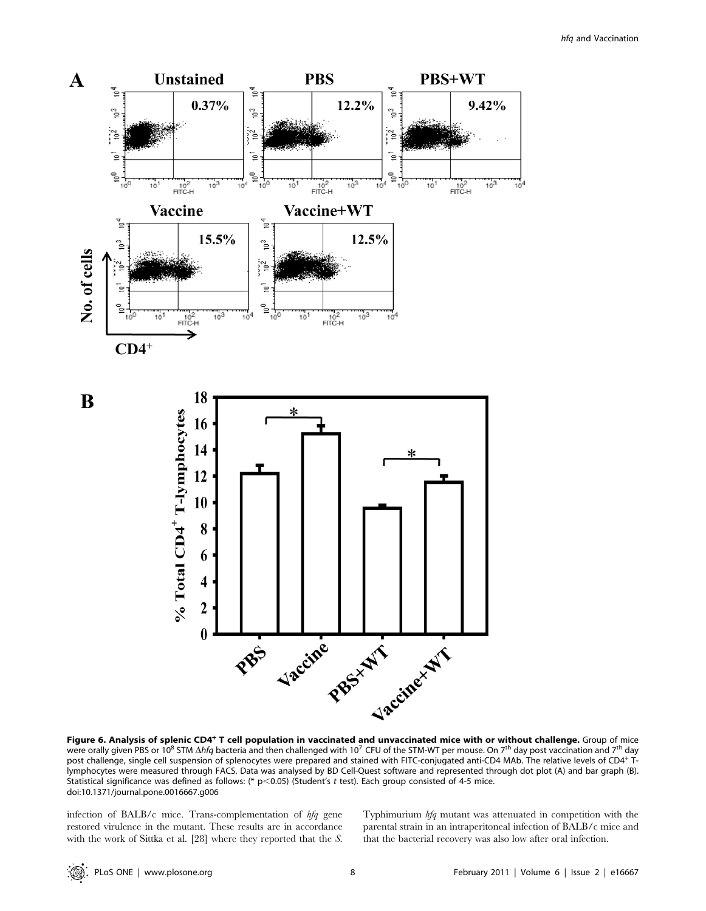**Figure 6. Analysis of splenic CD4$^{+}$ T cell population in vaccinated and unvaccinated mice with or without challenge.** Group of mice were orally given PBS or $10^8$ STM Δ*hfq* bacteria and then challenged with $10^7$ CFU of the STM-WT per mouse. On 7$^{th}$ day post vaccination and 7$^{th}$ day post challenge, single cell suspension of splenocytes were prepared and stained with FITC-conjugated anti-CD4 MAb. The relative levels of CD4$^{+}$ T-lymphocytes were measured through FACS. Data was analysed by BD Cell-Quest software and represented through dot plot (A) and bar graph (B). Statistical significance was defined as follows: (* $p<0.05$) (Student's *t* test). Each group consisted of 4-5 mice.
doi:10.1371/journal.pone.0016667.g006

infection of BALB/c mice. Trans-complementation of *hfq* gene restored virulence in the mutant. These results are in accordance with the work of Sittka et al. [28] where they reported that the *S.* Typhimurium *hfq* mutant was attenuated in competition with the parental strain in an intraperitoneal infection of BALB/c mice and that the bacterial recovery was also low after oral infection.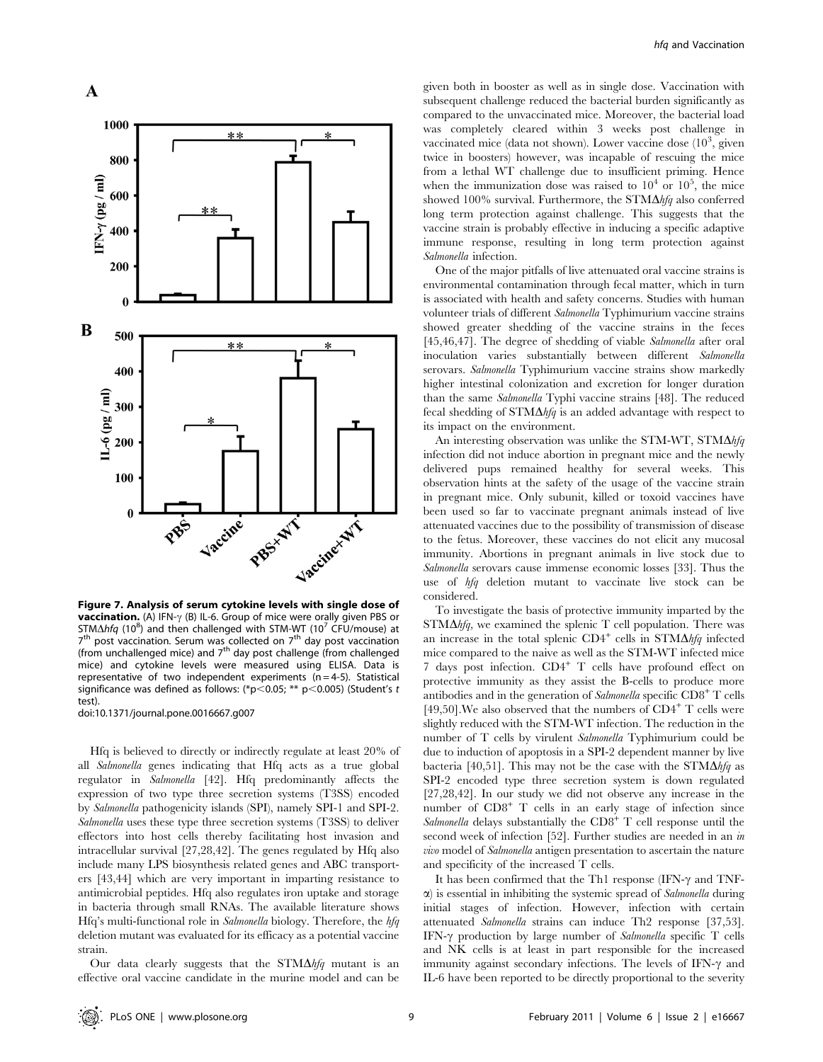**Figure 7. Analysis of serum cytokine levels with single dose of vaccination.** (A) IFN-γ (B) IL-6. Group of mice were orally given PBS or STMΔ*hfq* ($10^8$) and then challenged with STM-WT ($10^7$ CFU/mouse) at 7[th] post vaccination. Serum was collected on 7[th] day post vaccination (from unchallenged mice) and 7[th] day post challenge (from challenged mice) and cytokine levels were measured using ELISA. Data is representative of two independent experiments (n = 4-5). Statistical significance was defined as follows: (*$p<0.05$; ** $p<0.005$) (Student's *t* test).
doi:10.1371/journal.pone.0016667.g007

Hfq is believed to directly or indirectly regulate at least 20% of all *Salmonella* genes indicating that Hfq acts as a true global regulator in *Salmonella* [42]. Hfq predominantly affects the expression of two type three secretion systems (T3SS) encoded by *Salmonella* pathogenicity islands (SPI), namely SPI-1 and SPI-2. *Salmonella* uses these type three secretion systems (T3SS) to deliver effectors into host cells thereby facilitating host invasion and intracellular survival [27,28,42]. The genes regulated by Hfq also include many LPS biosynthesis related genes and ABC transporters [43,44] which are very important in imparting resistance to antimicrobial peptides. Hfq also regulates iron uptake and storage in bacteria through small RNAs. The available literature shows Hfq's multi-functional role in *Salmonella* biology. Therefore, the *hfq* deletion mutant was evaluated for its efficacy as a potential vaccine strain.

Our data clearly suggests that the STMΔ*hfq* mutant is an effective oral vaccine candidate in the murine model and can be given both in booster as well as in single dose. Vaccination with subsequent challenge reduced the bacterial burden significantly as compared to the unvaccinated mice. Moreover, the bacterial load was completely cleared within 3 weeks post challenge in vaccinated mice (data not shown). Lower vaccine dose ($10^3$, given twice in boosters) however, was incapable of rescuing the mice from a lethal WT challenge due to insufficient priming. Hence when the immunization dose was raised to $10^4$ or $10^5$, the mice showed 100% survival. Furthermore, the STMΔ*hfq* also conferred long term protection against challenge. This suggests that the vaccine strain is probably effective in inducing a specific adaptive immune response, resulting in long term protection against *Salmonella* infection.

One of the major pitfalls of live attenuated oral vaccine strains is environmental contamination through fecal matter, which in turn is associated with health and safety concerns. Studies with human volunteer trials of different *Salmonella* Typhimurium vaccine strains showed greater shedding of the vaccine strains in the feces [45,46,47]. The degree of shedding of viable *Salmonella* after oral inoculation varies substantially between different *Salmonella* serovars. *Salmonella* Typhimurium vaccine strains show markedly higher intestinal colonization and excretion for longer duration than the same *Salmonella* Typhi vaccine strains [48]. The reduced fecal shedding of STMΔ*hfq* is an added advantage with respect to its impact on the environment.

An interesting observation was unlike the STM-WT, STMΔ*hfq* infection did not induce abortion in pregnant mice and the newly delivered pups remained healthy for several weeks. This observation hints at the safety of the usage of the vaccine strain in pregnant mice. Only subunit, killed or toxoid vaccines have been used so far to vaccinate pregnant animals instead of live attenuated vaccines due to the possibility of transmission of disease to the fetus. Moreover, these vaccines do not elicit any mucosal immunity. Abortions in pregnant animals in live stock due to *Salmonella* serovars cause immense economic losses [33]. Thus the use of *hfq* deletion mutant to vaccinate live stock can be considered.

To investigate the basis of protective immunity imparted by the STMΔ*hfq*, we examined the splenic T cell population. There was an increase in the total splenic CD4+ cells in STMΔ*hfq* infected mice compared to the naive as well as the STM-WT infected mice 7 days post infection. CD4+ T cells have profound effect on protective immunity as they assist the B-cells to produce more antibodies and in the generation of *Salmonella* specific CD8+ T cells [49,50].We also observed that the numbers of CD4+ T cells were slightly reduced with the STM-WT infection. The reduction in the number of T cells by virulent *Salmonella* Typhimurium could be due to induction of apoptosis in a SPI-2 dependent manner by live bacteria [40,51]. This may not be the case with the STMΔ*hfq* as SPI-2 encoded type three secretion system is down regulated [27,28,42]. In our study we did not observe any increase in the number of CD8+ T cells in an early stage of infection since *Salmonella* delays substantially the CD8+ T cell response until the second week of infection [52]. Further studies are needed in an *in vivo* model of *Salmonella* antigen presentation to ascertain the nature and specificity of the increased T cells.

It has been confirmed that the Th1 response (IFN-γ and TNF-α) is essential in inhibiting the systemic spread of *Salmonella* during initial stages of infection. However, infection with certain attenuated *Salmonella* strains can induce Th2 response [37,53]. IFN-γ production by large number of *Salmonella* specific T cells and NK cells is at least in part responsible for the increased immunity against secondary infections. The levels of IFN-γ and IL-6 have been reported to be directly proportional to the severity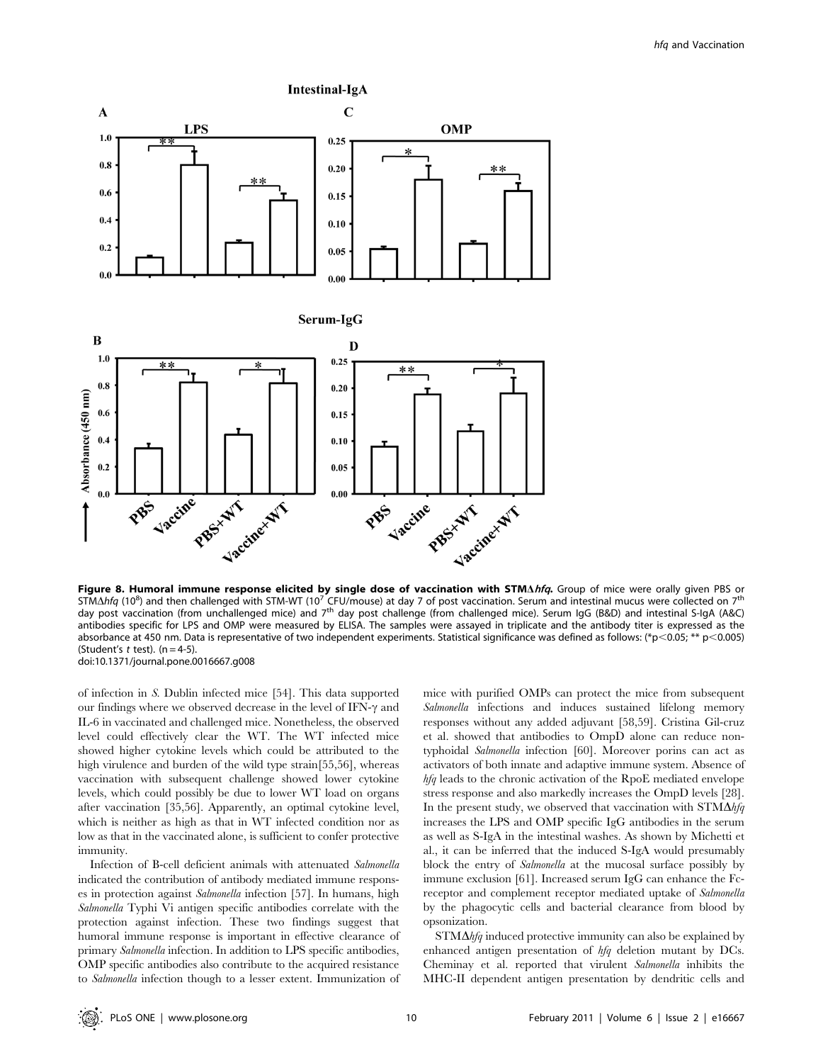**Figure 8. Humoral immune response elicited by single dose of vaccination with STMΔ*hfq*.** Group of mice were orally given PBS or STMΔ*hfq* ($10^8$) and then challenged with STM-WT ($10^7$ CFU/mouse) at day 7 of post vaccination. Serum and intestinal mucus were collected on 7th day post vaccination (from unchallenged mice) and 7th day post challenge (from challenged mice). Serum IgG (B&D) and intestinal S-IgA (A&C) antibodies specific for LPS and OMP were measured by ELISA. The samples were assayed in triplicate and the antibody titer is expressed as the absorbance at 450 nm. Data is representative of two independent experiments. Statistical significance was defined as follows: (*$p<0.05$; ** $p<0.005$) (Student's *t* test). (n = 4-5).

doi:10.1371/journal.pone.0016667.g008

of infection in *S.* Dublin infected mice [54]. This data supported our findings where we observed decrease in the level of IFN-γ and IL-6 in vaccinated and challenged mice. Nonetheless, the observed level could effectively clear the WT. The WT infected mice showed higher cytokine levels which could be attributed to the high virulence and burden of the wild type strain[55,56], whereas vaccination with subsequent challenge showed lower cytokine levels, which could possibly be due to lower WT load on organs after vaccination [35,56]. Apparently, an optimal cytokine level, which is neither as high as that in WT infected condition nor as low as that in the vaccinated alone, is sufficient to confer protective immunity.

Infection of B-cell deficient animals with attenuated *Salmonella* indicated the contribution of antibody mediated immune responses in protection against *Salmonella* infection [57]. In humans, high *Salmonella* Typhi Vi antigen specific antibodies correlate with the protection against infection. These two findings suggest that humoral immune response is important in effective clearance of primary *Salmonella* infection. In addition to LPS specific antibodies, OMP specific antibodies also contribute to the acquired resistance to *Salmonella* infection though to a lesser extent. Immunization of mice with purified OMPs can protect the mice from subsequent *Salmonella* infections and induces sustained lifelong memory responses without any added adjuvant [58,59]. Cristina Gil-cruz et al. showed that antibodies to OmpD alone can reduce non-typhoidal *Salmonella* infection [60]. Moreover porins can act as activators of both innate and adaptive immune system. Absence of *hfq* leads to the chronic activation of the RpoE mediated envelope stress response and also markedly increases the OmpD levels [28]. In the present study, we observed that vaccination with STMΔ*hfq* increases the LPS and OMP specific IgG antibodies in the serum as well as S-IgA in the intestinal washes. As shown by Michetti et al., it can be inferred that the induced S-IgA would presumably block the entry of *Salmonella* at the mucosal surface possibly by immune exclusion [61]. Increased serum IgG can enhance the Fc-receptor and complement receptor mediated uptake of *Salmonella* by the phagocytic cells and bacterial clearance from blood by opsonization.

STMΔ*hfq* induced protective immunity can also be explained by enhanced antigen presentation of *hfq* deletion mutant by DCs. Cheminay et al. reported that virulent *Salmonella* inhibits the MHC-II dependent antigen presentation by dendritic cells and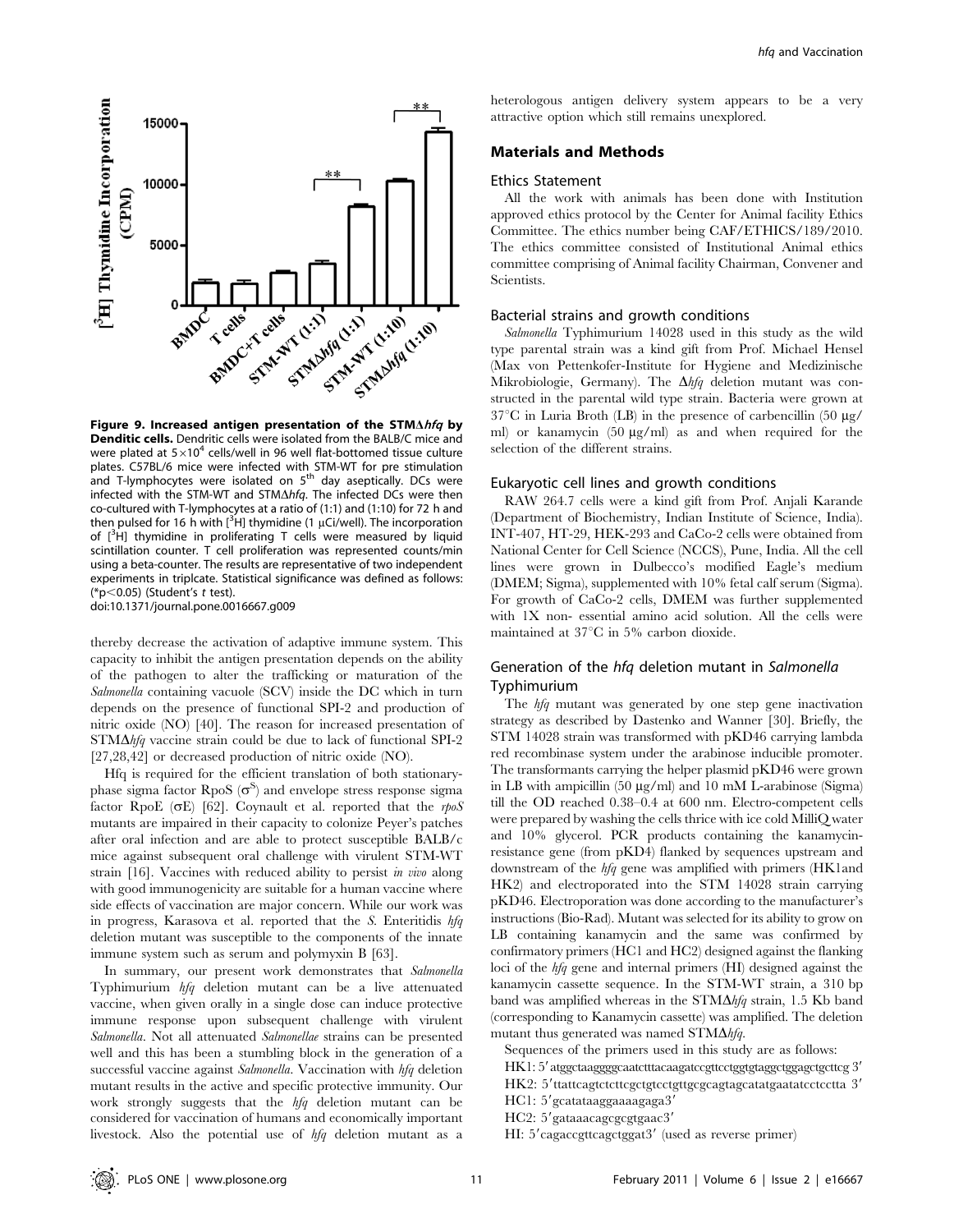**Figure 9. Increased antigen presentation of the STMΔ*hfq* by Denditic cells.** Dendritic cells were isolated from the BALB/C mice and were plated at $5\times10^4$ cells/well in 96 well flat-bottomed tissue culture plates. C57BL/6 mice were infected with STM-WT for pre stimulation and T-lymphocytes were isolated on 5[th] day aseptically. DCs were infected with the STM-WT and STMΔ*hfq*. The infected DCs were then co-cultured with T-lymphocytes at a ratio of (1:1) and (1:10) for 72 h and then pulsed for 16 h with [$^3$H] thymidine (1 µCi/well). The incorporation of [$^3$H] thymidine in proliferating T cells were measured by liquid scintillation counter. T cell proliferation was represented counts/min using a beta-counter. The results are representative of two independent experiments in triplcate. Statistical significance was defined as follows: (*$p<0.05$) (Student's *t* test).
doi:10.1371/journal.pone.0016667.g009

thereby decrease the activation of adaptive immune system. This capacity to inhibit the antigen presentation depends on the ability of the pathogen to alter the trafficking or maturation of the *Salmonella* containing vacuole (SCV) inside the DC which in turn depends on the presence of functional SPI-2 and production of nitric oxide (NO) [40]. The reason for increased presentation of STMΔ*hfq* vaccine strain could be due to lack of functional SPI-2 [27,28,42] or decreased production of nitric oxide (NO).

Hfq is required for the efficient translation of both stationary-phase sigma factor RpoS ($\sigma^S$) and envelope stress response sigma factor RpoE ($\sigma$E) [62]. Coynault et al. reported that the *rpoS* mutants are impaired in their capacity to colonize Peyer's patches after oral infection and are able to protect susceptible BALB/c mice against subsequent oral challenge with virulent STM-WT strain [16]. Vaccines with reduced ability to persist *in vivo* along with good immunogenicity are suitable for a human vaccine where side effects of vaccination are major concern. While our work was in progress, Karasova et al. reported that the *S.* Enteritidis *hfq* deletion mutant was susceptible to the components of the innate immune system such as serum and polymyxin B [63].

In summary, our present work demonstrates that *Salmonella* Typhimurium *hfq* deletion mutant can be a live attenuated vaccine, when given orally in a single dose can induce protective immune response upon subsequent challenge with virulent *Salmonella*. Not all attenuated *Salmonellae* strains can be presented well and this has been a stumbling block in the generation of a successful vaccine against *Salmonella*. Vaccination with *hfq* deletion mutant results in the active and specific protective immunity. Our work strongly suggests that the *hfq* deletion mutant can be considered for vaccination of humans and economically important livestock. Also the potential use of *hfq* deletion mutant as a heterologous antigen delivery system appears to be a very attractive option which still remains unexplored.

## Materials and Methods

### Ethics Statement

All the work with animals has been done with Institution approved ethics protocol by the Center for Animal facility Ethics Committee. The ethics number being CAF/ETHICS/189/2010. The ethics committee consisted of Institutional Animal ethics committee comprising of Animal facility Chairman, Convener and Scientists.

### Bacterial strains and growth conditions

*Salmonella* Typhimurium 14028 used in this study as the wild type parental strain was a kind gift from Prof. Michael Hensel (Max von Pettenkofer-Institute for Hygiene and Medizinische Mikrobiologie, Germany). The Δ*hfq* deletion mutant was constructed in the parental wild type strain. Bacteria were grown at 37°C in Luria Broth (LB) in the presence of carbencillin (50 µg/ml) or kanamycin (50 µg/ml) as and when required for the selection of the different strains.

### Eukaryotic cell lines and growth conditions

RAW 264.7 cells were a kind gift from Prof. Anjali Karande (Department of Biochemistry, Indian Institute of Science, India). INT-407, HT-29, HEK-293 and CaCo-2 cells were obtained from National Center for Cell Science (NCCS), Pune, India. All the cell lines were grown in Dulbecco's modified Eagle's medium (DMEM; Sigma), supplemented with 10% fetal calf serum (Sigma). For growth of CaCo-2 cells, DMEM was further supplemented with 1X non- essential amino acid solution. All the cells were maintained at 37°C in 5% carbon dioxide.

### Generation of the *hfq* deletion mutant in *Salmonella* Typhimurium

The *hfq* mutant was generated by one step gene inactivation strategy as described by Dastenko and Wanner [30]. Briefly, the STM 14028 strain was transformed with pKD46 carrying lambda red recombinase system under the arabinose inducible promoter. The transformants carrying the helper plasmid pKD46 were grown in LB with ampicillin (50 µg/ml) and 10 mM L-arabinose (Sigma) till the OD reached 0.38–0.4 at 600 nm. Electro-competent cells were prepared by washing the cells thrice with ice cold MilliQ water and 10% glycerol. PCR products containing the kanamycin-resistance gene (from pKD4) flanked by sequences upstream and downstream of the *hfq* gene was amplified with primers (HK1and HK2) and electroporated into the STM 14028 strain carrying pKD46. Electroporation was done according to the manufacturer's instructions (Bio-Rad). Mutant was selected for its ability to grow on LB containing kanamycin and the same was confirmed by confirmatory primers (HC1 and HC2) designed against the flanking loci of the *hfq* gene and internal primers (HI) designed against the kanamycin cassette sequence. In the STM-WT strain, a 310 bp band was amplified whereas in the STMΔ*hfq* strain, 1.5 Kb band (corresponding to Kanamycin cassette) was amplified. The deletion mutant thus generated was named STMΔ*hfq*.

Sequences of the primers used in this study are as follows:

HK1: 5′atggctaaggggcaatctttacaagatccgttcctggtgtaggctggagctgcttcg 3′
HK2: 5′ttattcagtctcttcgctgtcctgttgcgcagtagcatatgaatatcctcctta 3′
HC1: 5′gcatataaggaaaagaga3′
HC2: 5′gataaacagcgcgtgaac3′
HI: 5′cagaccgttcagctggat3′ (used as reverse primer)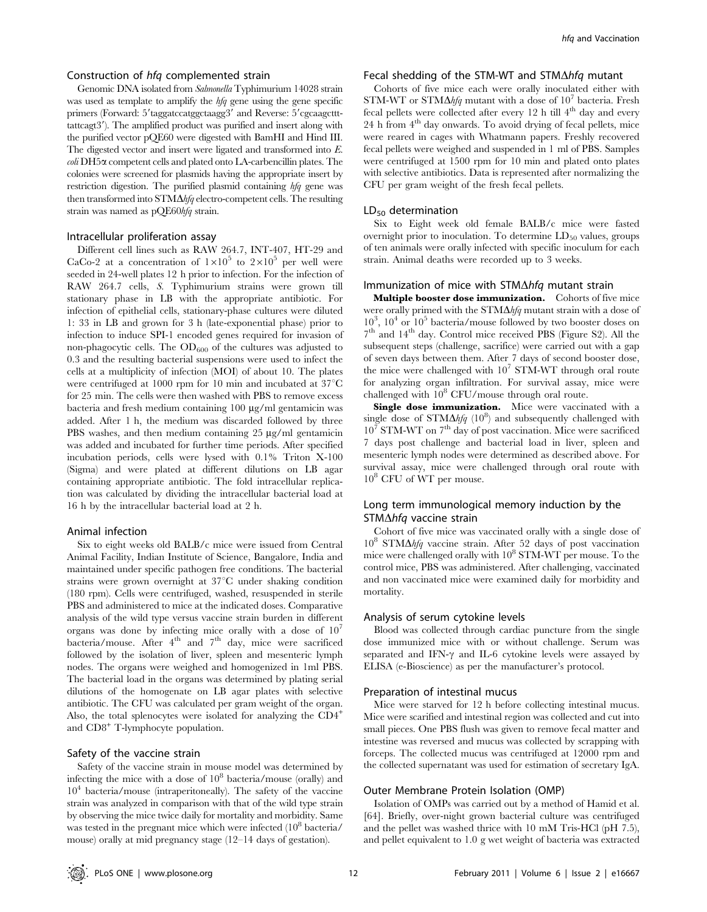### Construction of *hfq* complemented strain

Genomic DNA isolated from *Salmonella* Typhimurium 14028 strain was used as template to amplify the *hfq* gene using the gene specific primers (Forward: 5′taggatccatggctaagg3′ and Reverse: 5′cgcaagctttattcagt3′). The amplified product was purified and insert along with the purified vector pQE60 were digested with BamHI and Hind III. The digested vector and insert were ligated and transformed into *E. coli* DH5α competent cells and plated onto LA-carbencillin plates. The colonies were screened for plasmids having the appropriate insert by restriction digestion. The purified plasmid containing *hfq* gene was then transformed into STMΔ*hfq* electro-competent cells. The resulting strain was named as pQE60*hfq* strain.

### Intracellular proliferation assay

Different cell lines such as RAW 264.7, INT-407, HT-29 and CaCo-2 at a concentration of $1\times10^5$ to $2\times10^5$ per well were seeded in 24-well plates 12 h prior to infection. For the infection of RAW 264.7 cells, *S.* Typhimurium strains were grown till stationary phase in LB with the appropriate antibiotic. For infection of epithelial cells, stationary-phase cultures were diluted 1: 33 in LB and grown for 3 h (late-exponential phase) prior to infection to induce SPI-1 encoded genes required for invasion of non-phagocytic cells. The $OD_{600}$ of the cultures was adjusted to 0.3 and the resulting bacterial suspensions were used to infect the cells at a multiplicity of infection (MOI) of about 10. The plates were centrifuged at 1000 rpm for 10 min and incubated at 37°C for 25 min. The cells were then washed with PBS to remove excess bacteria and fresh medium containing 100 µg/ml gentamicin was added. After 1 h, the medium was discarded followed by three PBS washes, and then medium containing 25 µg/ml gentamicin was added and incubated for further time periods. After specified incubation periods, cells were lysed with 0.1% Triton X-100 (Sigma) and were plated at different dilutions on LB agar containing appropriate antibiotic. The fold intracellular replication was calculated by dividing the intracellular bacterial load at 16 h by the intracellular bacterial load at 2 h.

### Animal infection

Six to eight weeks old BALB/c mice were issued from Central Animal Facility, Indian Institute of Science, Bangalore, India and maintained under specific pathogen free conditions. The bacterial strains were grown overnight at 37°C under shaking condition (180 rpm). Cells were centrifuged, washed, resuspended in sterile PBS and administered to mice at the indicated doses. Comparative analysis of the wild type versus vaccine strain burden in different organs was done by infecting mice orally with a dose of $10^7$ bacteria/mouse. After 4[th] and 7[th] day, mice were sacrificed followed by the isolation of liver, spleen and mesenteric lymph nodes. The organs were weighed and homogenized in 1ml PBS. The bacterial load in the organs was determined by plating serial dilutions of the homogenate on LB agar plates with selective antibiotic. The CFU was calculated per gram weight of the organ. Also, the total splenocytes were isolated for analyzing the $CD4^+$ and $CD8^+$ T-lymphocyte population.

### Safety of the vaccine strain

Safety of the vaccine strain in mouse model was determined by infecting the mice with a dose of $10^8$ bacteria/mouse (orally) and $10^4$ bacteria/mouse (intraperitoneally). The safety of the vaccine strain was analyzed in comparison with that of the wild type strain by observing the mice twice daily for mortality and morbidity. Same was tested in the pregnant mice which were infected ($10^8$ bacteria/mouse) orally at mid pregnancy stage (12–14 days of gestation).

### Fecal shedding of the STM-WT and STMΔ*hfq* mutant

Cohorts of five mice each were orally inoculated either with STM-WT or STMΔ*hfq* mutant with a dose of $10^7$ bacteria. Fresh fecal pellets were collected after every 12 h till 4[th] day and every 24 h from 4[th] day onwards. To avoid drying of fecal pellets, mice were reared in cages with Whatmann papers. Freshly recovered fecal pellets were weighed and suspended in 1 ml of PBS. Samples were centrifuged at 1500 rpm for 10 min and plated onto plates with selective antibiotics. Data is represented after normalizing the CFU per gram weight of the fresh fecal pellets.

### $LD_{50}$ determination

Six to Eight week old female BALB/c mice were fasted overnight prior to inoculation. To determine $LD_{50}$ values, groups of ten animals were orally infected with specific inoculum for each strain. Animal deaths were recorded up to 3 weeks.

### Immunization of mice with STMΔ*hfq* mutant strain

**Multiple booster dose immunization.** Cohorts of five mice were orally primed with the STMΔ*hfq* mutant strain with a dose of $10^3$, $10^4$ or $10^5$ bacteria/mouse followed by two booster doses on 7[th] and 14[th] day. Control mice received PBS (Figure S2). All the subsequent steps (challenge, sacrifice) were carried out with a gap of seven days between them. After 7 days of second booster dose, the mice were challenged with $10^7$ STM-WT through oral route for analyzing organ infiltration. For survival assay, mice were challenged with $10^8$ CFU/mouse through oral route.

**Single dose immunization.** Mice were vaccinated with a single dose of STMΔ*hfq* ($10^8$) and subsequently challenged with $10^7$ STM-WT on 7[th] day of post vaccination. Mice were sacrificed 7 days post challenge and bacterial load in liver, spleen and mesenteric lymph nodes were determined as described above. For survival assay, mice were challenged through oral route with $10^8$ CFU of WT per mouse.

### Long term immunological memory induction by the STMΔ*hfq* vaccine strain

Cohort of five mice was vaccinated orally with a single dose of $10^8$ STMΔ*hfq* vaccine strain. After 52 days of post vaccination mice were challenged orally with $10^8$ STM-WT per mouse. To the control mice, PBS was administered. After challenging, vaccinated and non vaccinated mice were examined daily for morbidity and mortality.

### Analysis of serum cytokine levels

Blood was collected through cardiac puncture from the single dose immunized mice with or without challenge. Serum was separated and IFN-γ and IL-6 cytokine levels were assayed by ELISA (e-Bioscience) as per the manufacturer's protocol.

### Preparation of intestinal mucus

Mice were starved for 12 h before collecting intestinal mucus. Mice were scarified and intestinal region was collected and cut into small pieces. One PBS flush was given to remove fecal matter and intestine was reversed and mucus was collected by scrapping with forceps. The collected mucus was centrifuged at 12000 rpm and the collected supernatant was used for estimation of secretary IgA.

### Outer Membrane Protein Isolation (OMP)

Isolation of OMPs was carried out by a method of Hamid et al. [64]. Briefly, over-night grown bacterial culture was centrifuged and the pellet was washed thrice with 10 mM Tris-HCl (pH 7.5), and pellet equivalent to 1.0 g wet weight of bacteria was extracted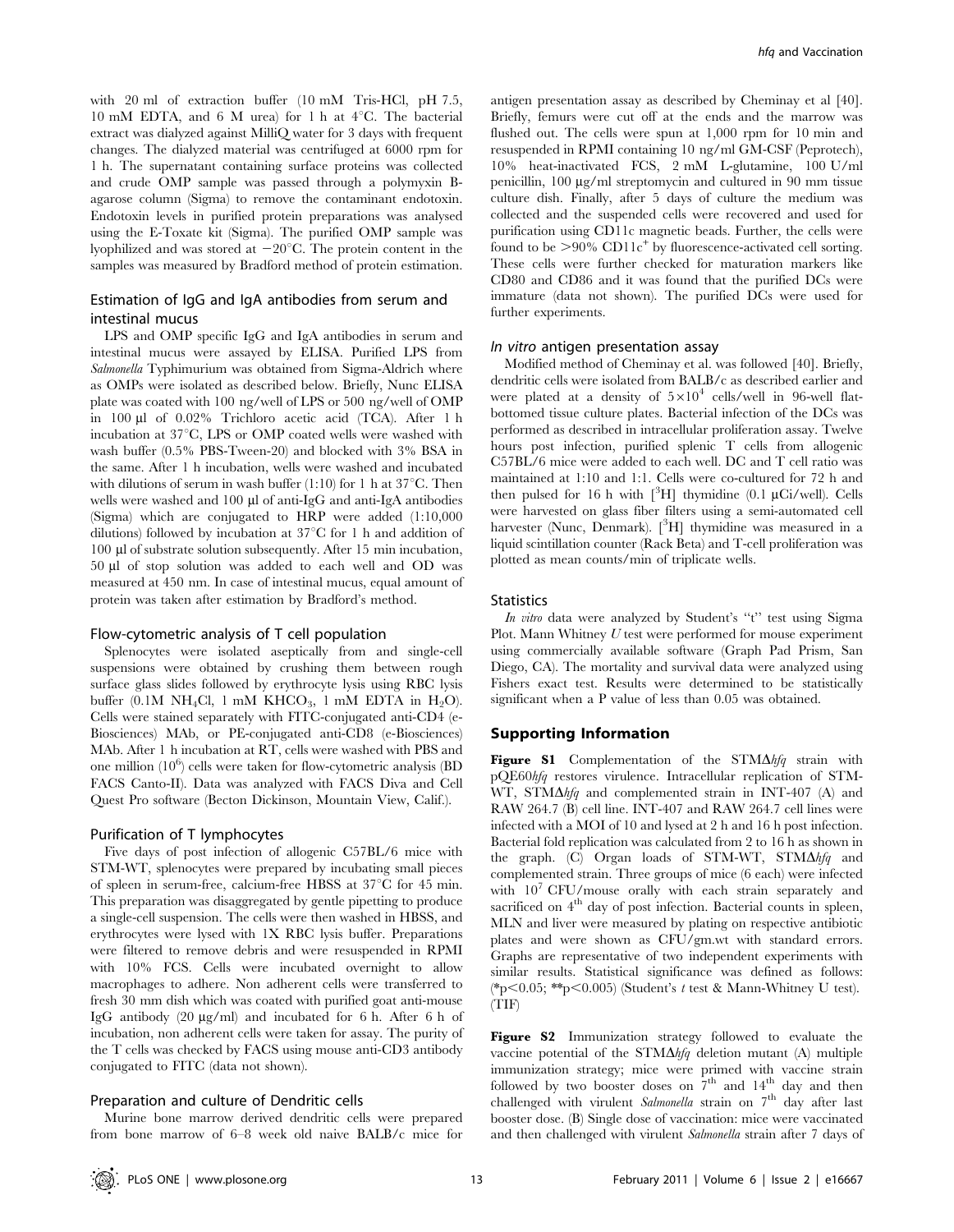with 20 ml of extraction buffer (10 mM Tris-HCl, pH 7.5, 10 mM EDTA, and 6 M urea) for 1 h at 4°C. The bacterial extract was dialyzed against MilliQ water for 3 days with frequent changes. The dialyzed material was centrifuged at 6000 rpm for 1 h. The supernatant containing surface proteins was collected and crude OMP sample was passed through a polymyxin B-agarose column (Sigma) to remove the contaminant endotoxin. Endotoxin levels in purified protein preparations was analysed using the E-Toxate kit (Sigma). The purified OMP sample was lyophilized and was stored at −20°C. The protein content in the samples was measured by Bradford method of protein estimation.

### Estimation of IgG and IgA antibodies from serum and intestinal mucus

LPS and OMP specific IgG and IgA antibodies in serum and intestinal mucus were assayed by ELISA. Purified LPS from *Salmonella* Typhimurium was obtained from Sigma-Aldrich where as OMPs were isolated as described below. Briefly, Nunc ELISA plate was coated with 100 ng/well of LPS or 500 ng/well of OMP in 100 µl of 0.02% Trichloro acetic acid (TCA). After 1 h incubation at 37°C, LPS or OMP coated wells were washed with wash buffer (0.5% PBS-Tween-20) and blocked with 3% BSA in the same. After 1 h incubation, wells were washed and incubated with dilutions of serum in wash buffer (1:10) for 1 h at 37°C. Then wells were washed and 100 µl of anti-IgG and anti-IgA antibodies (Sigma) which are conjugated to HRP were added (1:10,000 dilutions) followed by incubation at 37°C for 1 h and addition of 100 µl of substrate solution subsequently. After 15 min incubation, 50 µl of stop solution was added to each well and OD was measured at 450 nm. In case of intestinal mucus, equal amount of protein was taken after estimation by Bradford's method.

### Flow-cytometric analysis of T cell population

Splenocytes were isolated aseptically from and single-cell suspensions were obtained by crushing them between rough surface glass slides followed by erythrocyte lysis using RBC lysis buffer (0.1M $NH_4Cl$, 1 mM $KHCO_3$, 1 mM EDTA in $H_2O$). Cells were stained separately with FITC-conjugated anti-CD4 (e-Biosciences) MAb, or PE-conjugated anti-CD8 (e-Biosciences) MAb. After 1 h incubation at RT, cells were washed with PBS and one million ($10^6$) cells were taken for flow-cytometric analysis (BD FACS Canto-II). Data was analyzed with FACS Diva and Cell Quest Pro software (Becton Dickinson, Mountain View, Calif.).

### Purification of T lymphocytes

Five days of post infection of allogenic C57BL/6 mice with STM-WT, splenocytes were prepared by incubating small pieces of spleen in serum-free, calcium-free HBSS at 37°C for 45 min. This preparation was disaggregated by gentle pipetting to produce a single-cell suspension. The cells were then washed in HBSS, and erythrocytes were lysed with 1X RBC lysis buffer. Preparations were filtered to remove debris and were resuspended in RPMI with 10% FCS. Cells were incubated overnight to allow macrophages to adhere. Non adherent cells were transferred to fresh 30 mm dish which was coated with purified goat anti-mouse IgG antibody (20 µg/ml) and incubated for 6 h. After 6 h of incubation, non adherent cells were taken for assay. The purity of the T cells was checked by FACS using mouse anti-CD3 antibody conjugated to FITC (data not shown).

### Preparation and culture of Dendritic cells

Murine bone marrow derived dendritic cells were prepared from bone marrow of 6–8 week old naive BALB/c mice for antigen presentation assay as described by Cheminay et al [40]. Briefly, femurs were cut off at the ends and the marrow was flushed out. The cells were spun at 1,000 rpm for 10 min and resuspended in RPMI containing 10 ng/ml GM-CSF (Peprotech), 10% heat-inactivated FCS, 2 mM L-glutamine, 100 U/ml penicillin, 100 µg/ml streptomycin and cultured in 90 mm tissue culture dish. Finally, after 5 days of culture the medium was collected and the suspended cells were recovered and used for purification using CD11c magnetic beads. Further, the cells were found to be >90% $CD11c^+$ by fluorescence-activated cell sorting. These cells were further checked for maturation markers like CD80 and CD86 and it was found that the purified DCs were immature (data not shown). The purified DCs were used for further experiments.

### *In vitro* antigen presentation assay

Modified method of Cheminay et al. was followed [40]. Briefly, dendritic cells were isolated from BALB/c as described earlier and were plated at a density of $5\times10^4$ cells/well in 96-well flat-bottomed tissue culture plates. Bacterial infection of the DCs was performed as described in intracellular proliferation assay. Twelve hours post infection, purified splenic T cells from allogenic C57BL/6 mice were added to each well. DC and T cell ratio was maintained at 1:10 and 1:1. Cells were co-cultured for 72 h and then pulsed for 16 h with [$^3$H] thymidine (0.1 µCi/well). Cells were harvested on glass fiber filters using a semi-automated cell harvester (Nunc, Denmark). [$^3$H] thymidine was measured in a liquid scintillation counter (Rack Beta) and T-cell proliferation was plotted as mean counts/min of triplicate wells.

### Statistics

*In vitro* data were analyzed by Student's "t" test using Sigma Plot. Mann Whitney *U* test were performed for mouse experiment using commercially available software (Graph Pad Prism, San Diego, CA). The mortality and survival data were analyzed using Fishers exact test. Results were determined to be statistically significant when a P value of less than 0.05 was obtained.

## Supporting Information

**Figure S1** Complementation of the STMΔ*hfq* strain with pQE60*hfq* restores virulence. Intracellular replication of STM-WT, STMΔ*hfq* and complemented strain in INT-407 (A) and RAW 264.7 (B) cell line. INT-407 and RAW 264.7 cell lines were infected with a MOI of 10 and lysed at 2 h and 16 h post infection. Bacterial fold replication was calculated from 2 to 16 h as shown in the graph. (C) Organ loads of STM-WT, STMΔ*hfq* and complemented strain. Three groups of mice (6 each) were infected with $10^7$ CFU/mouse orally with each strain separately and sacrificed on 4$^{th}$ day of post infection. Bacterial counts in spleen, MLN and liver were measured by plating on respective antibiotic plates and were shown as CFU/gm.wt with standard errors. Graphs are representative of two independent experiments with similar results. Statistical significance was defined as follows: (*$p<0.05$; **$p<0.005$) (Student's *t* test & Mann-Whitney U test). (TIF)

**Figure S2** Immunization strategy followed to evaluate the vaccine potential of the STMΔ*hfq* deletion mutant (A) multiple immunization strategy; mice were primed with vaccine strain followed by two booster doses on 7$^{th}$ and 14$^{th}$ day and then challenged with virulent *Salmonella* strain on 7$^{th}$ day after last booster dose. (B) Single dose of vaccination: mice were vaccinated and then challenged with virulent *Salmonella* strain after 7 days of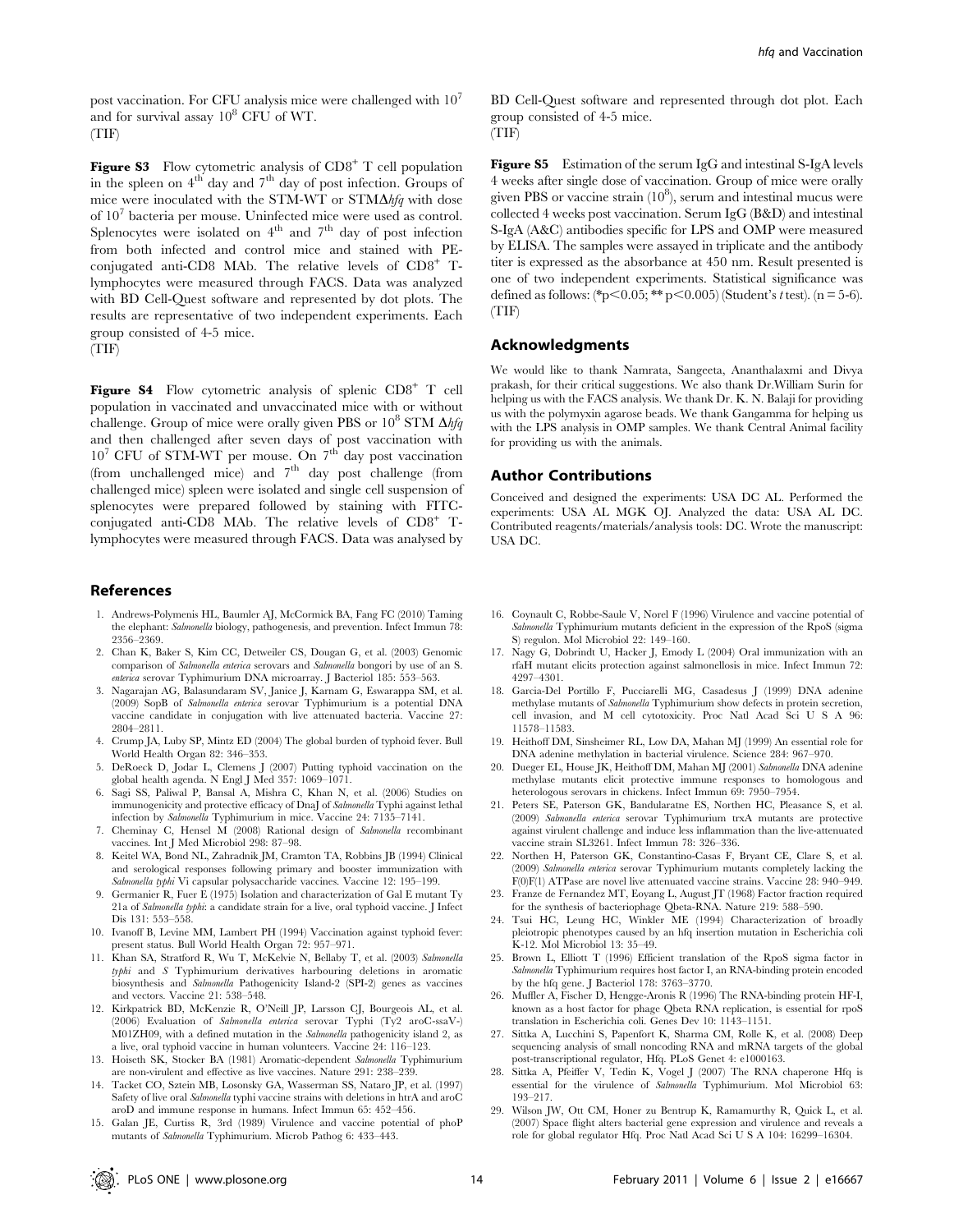post vaccination. For CFU analysis mice were challenged with $10^7$ and for survival assay $10^8$ CFU of WT.
(TIF)

**Figure S3** Flow cytometric analysis of $CD8^+$ T cell population in the spleen on $4^{th}$ day and $7^{th}$ day of post infection. Groups of mice were inoculated with the STM-WT or STMΔ*hfq* with dose of $10^7$ bacteria per mouse. Uninfected mice were used as control. Splenocytes were isolated on $4^{th}$ and $7^{th}$ day of post infection from both infected and control mice and stained with PE-conjugated anti-CD8 MAb. The relative levels of $CD8^+$ T-lymphocytes were measured through FACS. Data was analyzed with BD Cell-Quest software and represented by dot plots. The results are representative of two independent experiments. Each group consisted of 4-5 mice.
(TIF)

**Figure S4** Flow cytometric analysis of splenic $CD8^+$ T cell population in vaccinated and unvaccinated mice with or without challenge. Group of mice were orally given PBS or $10^8$ STM Δ*hfq* and then challenged after seven days of post vaccination with $10^7$ CFU of STM-WT per mouse. On $7^{th}$ day post vaccination (from unchallenged mice) and $7^{th}$ day post challenge (from challenged mice) spleen were isolated and single cell suspension of splenocytes were prepared followed by staining with FITC-conjugated anti-CD8 MAb. The relative levels of $CD8^+$ T-lymphocytes were measured through FACS. Data was analysed by BD Cell-Quest software and represented through dot plot. Each group consisted of 4-5 mice.
(TIF)

**Figure S5** Estimation of the serum IgG and intestinal S-IgA levels 4 weeks after single dose of vaccination. Group of mice were orally given PBS or vaccine strain ($10^8$), serum and intestinal mucus were collected 4 weeks post vaccination. Serum IgG (B&D) and intestinal S-IgA (A&C) antibodies specific for LPS and OMP were measured by ELISA. The samples were assayed in triplicate and the antibody titer is expressed as the absorbance at 450 nm. Result presented is one of two independent experiments. Statistical significance was defined as follows: (* $p<0.05$; ** $p<0.005$) (Student's *t* test). (n = 5-6).
(TIF)

## Acknowledgments

We would like to thank Namrata, Sangeeta, Ananthalaxmi and Divya prakash, for their critical suggestions. We also thank Dr.William Surin for helping us with the FACS analysis. We thank Dr. K. N. Balaji for providing us with the polymyxin agarose beads. We thank Gangamma for helping us with the LPS analysis in OMP samples. We thank Central Animal facility for providing us with the animals.

## Author Contributions

Conceived and designed the experiments: USA DC AL. Performed the experiments: USA AL MGK OJ. Analyzed the data: USA AL DC. Contributed reagents/materials/analysis tools: DC. Wrote the manuscript: USA DC.

## References

1. Andrews-Polymenis HL, Baumler AJ, McCormick BA, Fang FC (2010) Taming the elephant: *Salmonella* biology, pathogenesis, and prevention. Infect Immun 78: 2356–2369.
2. Chan K, Baker S, Kim CC, Detweiler CS, Dougan G, et al. (2003) Genomic comparison of *Salmonella enterica* serovars and *Salmonella* bongori by use of an S. *enterica* serovar Typhimurium DNA microarray. J Bacteriol 185: 553–563.
3. Nagarajan AG, Balasundaram SV, Janice J, Karnam G, Eswarappa SM, et al. (2009) SopB of *Salmonella enterica* serovar Typhimurium is a potential DNA vaccine candidate in conjugation with live attenuated bacteria. Vaccine 27: 2804–2811.
4. Crump JA, Luby SP, Mintz ED (2004) The global burden of typhoid fever. Bull World Health Organ 82: 346–353.
5. DeRoeck D, Jodar L, Clemens J (2007) Putting typhoid vaccination on the global health agenda. N Engl J Med 357: 1069–1071.
6. Sagi SS, Paliwal P, Bansal A, Mishra C, Khan N, et al. (2006) Studies on immunogenicity and protective efficacy of DnaJ of *Salmonella* Typhi against lethal infection by *Salmonella* Typhimurium in mice. Vaccine 24: 7135–7141.
7. Cheminay C, Hensel M (2008) Rational design of *Salmonella* recombinant vaccines. Int J Med Microbiol 298: 87–98.
8. Keitel WA, Bond NL, Zahradnik JM, Cramton TA, Robbins JB (1994) Clinical and serological responses following primary and booster immunization with *Salmonella typhi* Vi capsular polysaccharide vaccines. Vaccine 12: 195–199.
9. Germanier R, Fuer E (1975) Isolation and characterization of Gal E mutant Ty 21a of *Salmonella typhi*: a candidate strain for a live, oral typhoid vaccine. J Infect Dis 131: 553–558.
10. Ivanoff B, Levine MM, Lambert PH (1994) Vaccination against typhoid fever: present status. Bull World Health Organ 72: 957–971.
11. Khan SA, Stratford R, Wu T, McKelvie N, Bellaby T, et al. (2003) *Salmonella typhi* and *S* Typhimurium derivatives harbouring deletions in aromatic biosynthesis and *Salmonella* Pathogenicity Island-2 (SPI-2) genes as vaccines and vectors. Vaccine 21: 538–548.
12. Kirkpatrick BD, McKenzie R, O'Neill JP, Larsson CJ, Bourgeois AL, et al. (2006) Evaluation of *Salmonella enterica* serovar Typhi (Ty2 aroC-ssaV-) M01ZH09, with a defined mutation in the *Salmonella* pathogenicity island 2, as a live, oral typhoid vaccine in human volunteers. Vaccine 24: 116–123.
13. Hoiseth SK, Stocker BA (1981) Aromatic-dependent *Salmonella* Typhimurium are non-virulent and effective as live vaccines. Nature 291: 238–239.
14. Tacket CO, Sztein MB, Losonsky GA, Wasserman SS, Nataro JP, et al. (1997) Safety of live oral *Salmonella* typhi vaccine strains with deletions in htrA and aroC aroD and immune response in humans. Infect Immun 65: 452–456.
15. Galan JE, Curtiss R, 3rd (1989) Virulence and vaccine potential of phoP mutants of *Salmonella* Typhimurium. Microb Pathog 6: 433–443.
16. Coynault C, Robbe-Saule V, Norel F (1996) Virulence and vaccine potential of *Salmonella* Typhimurium mutants deficient in the expression of the RpoS (sigma S) regulon. Mol Microbiol 22: 149–160.
17. Nagy G, Dobrindt U, Hacker J, Emody L (2004) Oral immunization with an rfaH mutant elicits protection against salmonellosis in mice. Infect Immun 72: 4297–4301.
18. Garcia-Del Portillo F, Pucciarelli MG, Casadesus J (1999) DNA adenine methylase mutants of *Salmonella* Typhimurium show defects in protein secretion, cell invasion, and M cell cytotoxicity. Proc Natl Acad Sci U S A 96: 11578–11583.
19. Heithoff DM, Sinsheimer RL, Low DA, Mahan MJ (1999) An essential role for DNA adenine methylation in bacterial virulence. Science 284: 967–970.
20. Dueger EL, House JK, Heithoff DM, Mahan MJ (2001) *Salmonella* DNA adenine methylase mutants elicit protective immune responses to homologous and heterologous serovars in chickens. Infect Immun 69: 7950–7954.
21. Peters SE, Paterson GK, Bandularatne ES, Northen HC, Pleasance S, et al. (2009) *Salmonella enterica* serovar Typhimurium trxA mutants are protective against virulent challenge and induce less inflammation than the live-attenuated vaccine strain SL3261. Infect Immun 78: 326–336.
22. Northen H, Paterson GK, Constantino-Casas F, Bryant CE, Clare S, et al. (2009) *Salmonella enterica* serovar Typhimurium mutants completely lacking the F(0)F(1) ATPase are novel live attenuated vaccine strains. Vaccine 28: 940–949.
23. Franze de Fernandez MT, Eoyang L, August JT (1968) Factor fraction required for the synthesis of bacteriophage Qbeta-RNA. Nature 219: 588–590.
24. Tsui HC, Leung HC, Winkler ME (1994) Characterization of broadly pleiotropic phenotypes caused by an hfq insertion mutation in Escherichia coli K-12. Mol Microbiol 13: 35–49.
25. Brown L, Elliott T (1996) Efficient translation of the RpoS sigma factor in *Salmonella* Typhimurium requires host factor I, an RNA-binding protein encoded by the hfq gene. J Bacteriol 178: 3763–3770.
26. Muffler A, Fischer D, Hengge-Aronis R (1996) The RNA-binding protein HF-I, known as a host factor for phage Qbeta RNA replication, is essential for rpoS translation in Escherichia coli. Genes Dev 10: 1143–1151.
27. Sittka A, Lucchini S, Papenfort K, Sharma CM, Rolle K, et al. (2008) Deep sequencing analysis of small noncoding RNA and mRNA targets of the global post-transcriptional regulator, Hfq. PLoS Genet 4: e1000163.
28. Sittka A, Pfeiffer V, Tedin K, Vogel J (2007) The RNA chaperone Hfq is essential for the virulence of *Salmonella* Typhimurium. Mol Microbiol 63: 193–217.
29. Wilson JW, Ott CM, Honer zu Bentrup K, Ramamurthy R, Quick L, et al. (2007) Space flight alters bacterial gene expression and virulence and reveals a role for global regulator Hfq. Proc Natl Acad Sci U S A 104: 16299–16304.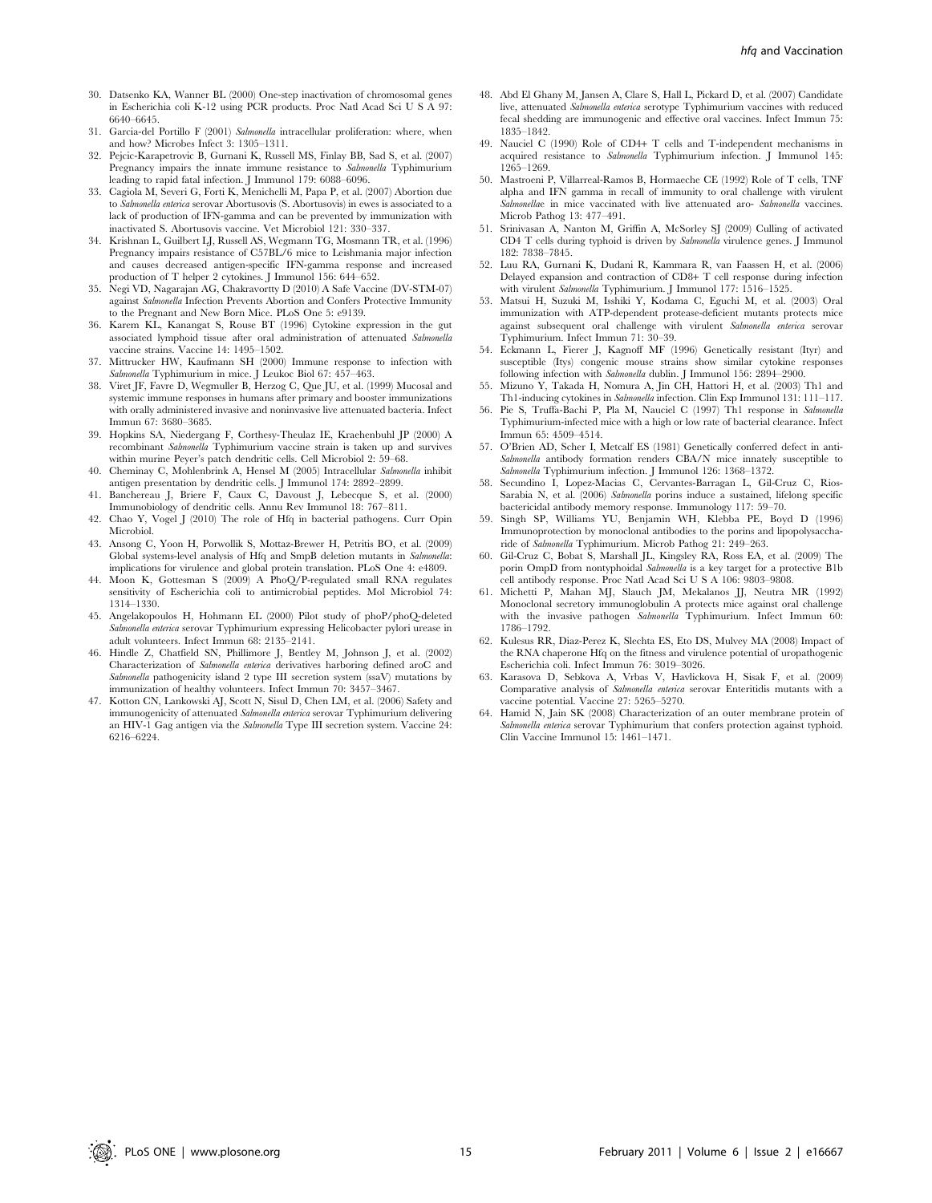30. Datsenko KA, Wanner BL (2000) One-step inactivation of chromosomal genes in Escherichia coli K-12 using PCR products. Proc Natl Acad Sci U S A 97: 6640–6645.
31. Garcia-del Portillo F (2001) *Salmonella* intracellular proliferation: where, when and how? Microbes Infect 3: 1305–1311.
32. Pejcic-Karapetrovic B, Gurnani K, Russell MS, Finlay BB, Sad S, et al. (2007) Pregnancy impairs the innate immune resistance to *Salmonella* Typhimurium leading to rapid fatal infection. J Immunol 179: 6088–6096.
33. Cagiola M, Severi G, Forti K, Menichelli M, Papa P, et al. (2007) Abortion due to *Salmonella enterica* serovar Abortusovis (S. Abortusovis) in ewes is associated to a lack of production of IFN-gamma and can be prevented by immunization with inactivated S. Abortusovis vaccine. Vet Microbiol 121: 330–337.
34. Krishnan L, Guilbert LJ, Russell AS, Wegmann TG, Mosmann TR, et al. (1996) Pregnancy impairs resistance of C57BL/6 mice to Leishmania major infection and causes decreased antigen-specific IFN-gamma response and increased production of T helper 2 cytokines. J Immunol 156: 644–652.
35. Negi VD, Nagarajan AG, Chakravortty D (2010) A Safe Vaccine (DV-STM-07) against *Salmonella* Infection Prevents Abortion and Confers Protective Immunity to the Pregnant and New Born Mice. PLoS One 5: e9139.
36. Karem KL, Kanangat S, Rouse BT (1996) Cytokine expression in the gut associated lymphoid tissue after oral administration of attenuated *Salmonella* vaccine strains. Vaccine 14: 1495–1502.
37. Mittrucker HW, Kaufmann SH (2000) Immune response to infection with *Salmonella* Typhimurium in mice. J Leukoc Biol 67: 457–463.
38. Viret JF, Favre D, Wegmuller B, Herzog C, Que JU, et al. (1999) Mucosal and systemic immune responses in humans after primary and booster immunizations with orally administered invasive and noninvasive live attenuated bacteria. Infect Immun 67: 3680–3685.
39. Hopkins SA, Niedergang F, Corthesy-Theulaz IE, Kraehenbuhl JP (2000) A recombinant *Salmonella* Typhimurium vaccine strain is taken up and survives within murine Peyer's patch dendritic cells. Cell Microbiol 2: 59–68.
40. Cheminay C, Mohlenbrink A, Hensel M (2005) Intracellular *Salmonella* inhibit antigen presentation by dendritic cells. J Immunol 174: 2892–2899.
41. Banchereau J, Briere F, Caux C, Davoust J, Lebecque S, et al. (2000) Immunobiology of dendritic cells. Annu Rev Immunol 18: 767–811.
42. Chao Y, Vogel J (2010) The role of Hfq in bacterial pathogens. Curr Opin Microbiol.
43. Ansong C, Yoon H, Porwollik S, Mottaz-Brewer H, Petritis BO, et al. (2009) Global systems-level analysis of Hfq and SmpB deletion mutants in *Salmonella*: implications for virulence and global protein translation. PLoS One 4: e4809.
44. Moon K, Gottesman S (2009) A PhoQ/P-regulated small RNA regulates sensitivity of Escherichia coli to antimicrobial peptides. Mol Microbiol 74: 1314–1330.
45. Angelakopoulos H, Hohmann EL (2000) Pilot study of phoP/phoQ-deleted *Salmonella enterica* serovar Typhimurium expressing Helicobacter pylori urease in adult volunteers. Infect Immun 68: 2135–2141.
46. Hindle Z, Chatfield SN, Phillimore J, Bentley M, Johnson J, et al. (2002) Characterization of *Salmonella enterica* derivatives harboring defined aroC and *Salmonella* pathogenicity island 2 type III secretion system (ssaV) mutations by immunization of healthy volunteers. Infect Immun 70: 3457–3467.
47. Kotton CN, Lankowski AJ, Scott N, Sisul D, Chen LM, et al. (2006) Safety and immunogenicity of attenuated *Salmonella enterica* serovar Typhimurium delivering an HIV-1 Gag antigen via the *Salmonella* Type III secretion system. Vaccine 24: 6216–6224.
48. Abd El Ghany M, Jansen A, Clare S, Hall L, Pickard D, et al. (2007) Candidate live, attenuated *Salmonella enterica* serotype Typhimurium vaccines with reduced fecal shedding are immunogenic and effective oral vaccines. Infect Immun 75: 1835–1842.
49. Nauciel C (1990) Role of CD4+ T cells and T-independent mechanisms in acquired resistance to *Salmonella* Typhimurium infection. J Immunol 145: 1265–1269.
50. Mastroeni P, Villarreal-Ramos B, Hormaeche CE (1992) Role of T cells, TNF alpha and IFN gamma in recall of immunity to oral challenge with virulent *Salmonellae* in mice vaccinated with live attenuated aro- *Salmonella* vaccines. Microb Pathog 13: 477–491.
51. Srinivasan A, Nanton M, Griffin A, McSorley SJ (2009) Culling of activated CD4 T cells during typhoid is driven by *Salmonella* virulence genes. J Immunol 182: 7838–7845.
52. Luu RA, Gurnani K, Dudani R, Kammara R, van Faassen H, et al. (2006) Delayed expansion and contraction of CD8+ T cell response during infection with virulent *Salmonella* Typhimurium. J Immunol 177: 1516–1525.
53. Matsui H, Suzuki M, Isshiki Y, Kodama C, Eguchi M, et al. (2003) Oral immunization with ATP-dependent protease-deficient mutants protects mice against subsequent oral challenge with virulent *Salmonella enterica* serovar Typhimurium. Infect Immun 71: 30–39.
54. Eckmann L, Fierer J, Kagnoff MF (1996) Genetically resistant (Ityr) and susceptible (Itys) congenic mouse strains show similar cytokine responses following infection with *Salmonella* dublin. J Immunol 156: 2894–2900.
55. Mizuno Y, Takada H, Nomura A, Jin CH, Hattori H, et al. (2003) Th1 and Th1-inducing cytokines in *Salmonella* infection. Clin Exp Immunol 131: 111–117.
56. Pie S, Truffa-Bachi P, Pla M, Nauciel C (1997) Th1 response in *Salmonella* Typhimurium-infected mice with a high or low rate of bacterial clearance. Infect Immun 65: 4509–4514.
57. O'Brien AD, Scher I, Metcalf ES (1981) Genetically conferred defect in anti-*Salmonella* antibody formation renders CBA/N mice innately susceptible to *Salmonella* Typhimurium infection. J Immunol 126: 1368–1372.
58. Secundino I, Lopez-Macias C, Cervantes-Barragan L, Gil-Cruz C, Rios-Sarabia N, et al. (2006) *Salmonella* porins induce a sustained, lifelong specific bactericidal antibody memory response. Immunology 117: 59–70.
59. Singh SP, Williams YU, Benjamin WH, Klebba PE, Boyd D (1996) Immunoprotection by monoclonal antibodies to the porins and lipopolysaccharide of *Salmonella* Typhimurium. Microb Pathog 21: 249–263.
60. Gil-Cruz C, Bobat S, Marshall JL, Kingsley RA, Ross EA, et al. (2009) The porin OmpD from nontyphoidal *Salmonella* is a key target for a protective B1b cell antibody response. Proc Natl Acad Sci U S A 106: 9803–9808.
61. Michetti P, Mahan MJ, Slauch JM, Mekalanos JJ, Neutra MR (1992) Monoclonal secretory immunoglobulin A protects mice against oral challenge with the invasive pathogen *Salmonella* Typhimurium. Infect Immun 60: 1786–1792.
62. Kulesus RR, Diaz-Perez K, Slechta ES, Eto DS, Mulvey MA (2008) Impact of the RNA chaperone Hfq on the fitness and virulence potential of uropathogenic Escherichia coli. Infect Immun 76: 3019–3026.
63. Karasova D, Sebkova A, Vrbas V, Havlickova H, Sisak F, et al. (2009) Comparative analysis of *Salmonella enterica* serovar Enteritidis mutants with a vaccine potential. Vaccine 27: 5265–5270.
64. Hamid N, Jain SK (2008) Characterization of an outer membrane protein of *Salmonella enterica* serovar Typhimurium that confers protection against typhoid. Clin Vaccine Immunol 15: 1461–1471.